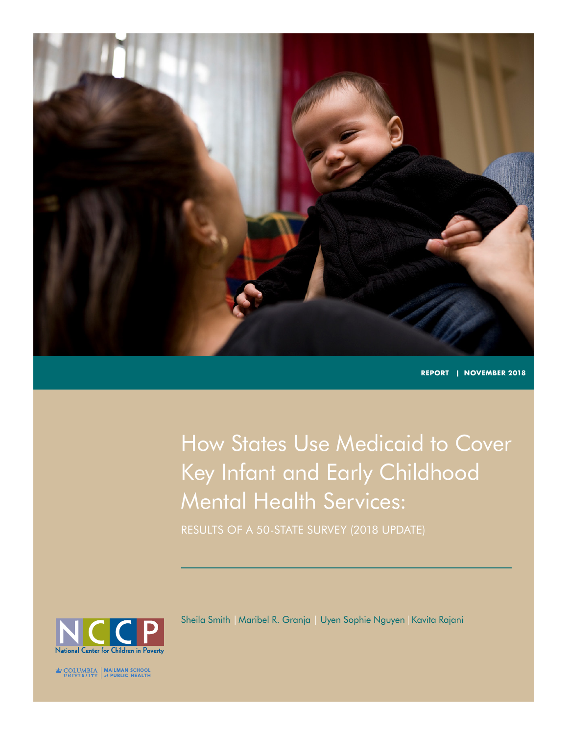REPORT | NOVEMBER 2018

# How States Use Medicaid to Cover Key Infant and Early Childhood Mental Health Services:

RESULTS OF A 50-STATE SURVEY (2018 UPDATE)

Sheila Smith | Maribel R. Granja | Uyen Sophie Nguyen | Kavita Rajani

NCCP
National Center for Children in Poverty

COLUMBIA UNIVERSITY | MAILMAN SCHOOL of PUBLIC HEALTH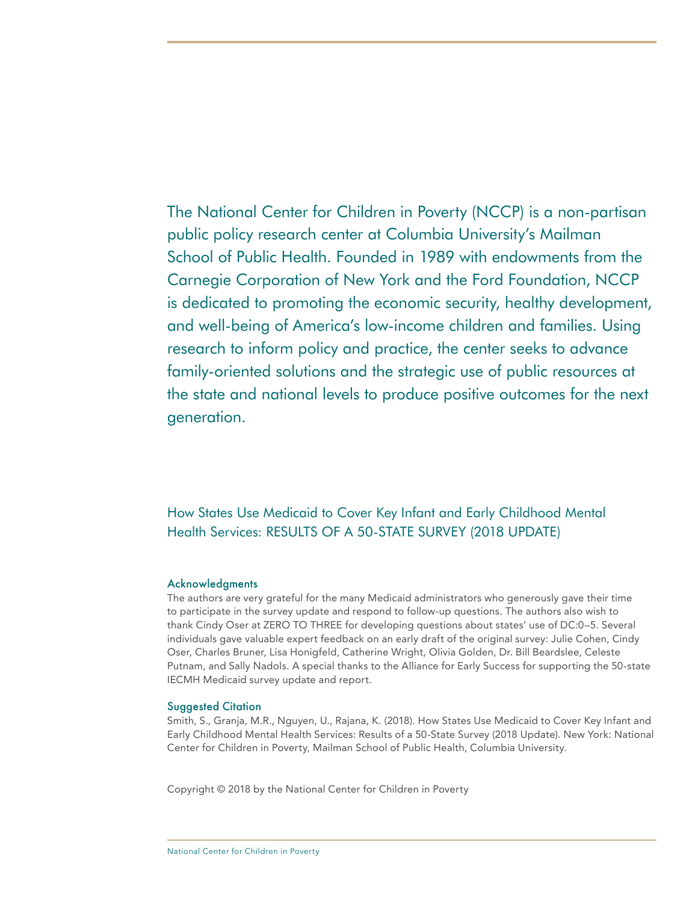The National Center for Children in Poverty (NCCP) is a non-partisan public policy research center at Columbia University's Mailman School of Public Health. Founded in 1989 with endowments from the Carnegie Corporation of New York and the Ford Foundation, NCCP is dedicated to promoting the economic security, healthy development, and well-being of America's low-income children and families. Using research to inform policy and practice, the center seeks to advance family-oriented solutions and the strategic use of public resources at the state and national levels to produce positive outcomes for the next generation.

How States Use Medicaid to Cover Key Infant and Early Childhood Mental Health Services: RESULTS OF A 50-STATE SURVEY (2018 UPDATE)

### Acknowledgments

The authors are very grateful for the many Medicaid administrators who generously gave their time to participate in the survey update and respond to follow-up questions. The authors also wish to thank Cindy Oser at ZERO TO THREE for developing questions about states' use of DC:0–5. Several individuals gave valuable expert feedback on an early draft of the original survey: Julie Cohen, Cindy Oser, Charles Bruner, Lisa Honigfeld, Catherine Wright, Olivia Golden, Dr. Bill Beardslee, Celeste Putnam, and Sally Nadols. A special thanks to the Alliance for Early Success for supporting the 50-state IECMH Medicaid survey update and report.

### Suggested Citation

Smith, S., Granja, M.R., Nguyen, U., Rajana, K. (2018). How States Use Medicaid to Cover Key Infant and Early Childhood Mental Health Services: Results of a 50-State Survey (2018 Update). New York: National Center for Children in Poverty, Mailman School of Public Health, Columbia University.

Copyright © 2018 by the National Center for Children in Poverty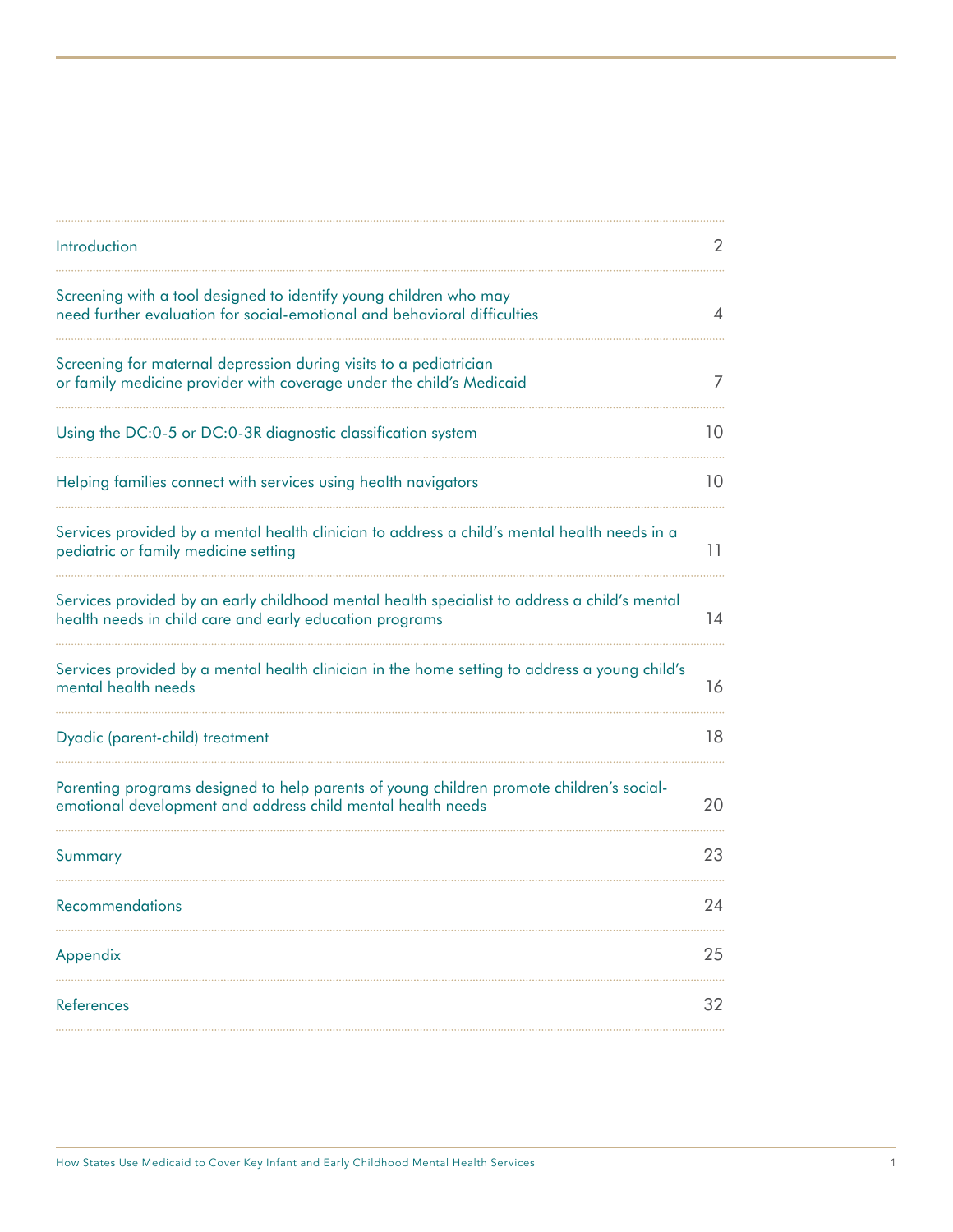| | |
|---|---|
| Introduction | 2 |
| Screening with a tool designed to identify young children who may need further evaluation for social-emotional and behavioral difficulties | 4 |
| Screening for maternal depression during visits to a pediatrician or family medicine provider with coverage under the child's Medicaid | 7 |
| Using the DC:0-5 or DC:0-3R diagnostic classification system | 10 |
| Helping families connect with services using health navigators | 10 |
| Services provided by a mental health clinician to address a child's mental health needs in a pediatric or family medicine setting | 11 |
| Services provided by an early childhood mental health specialist to address a child's mental health needs in child care and early education programs | 14 |
| Services provided by a mental health clinician in the home setting to address a young child's mental health needs | 16 |
| Dyadic (parent-child) treatment | 18 |
| Parenting programs designed to help parents of young children promote children's social-emotional development and address child mental health needs | 20 |
| Summary | 23 |
| Recommendations | 24 |
| Appendix | 25 |
| References | 32 |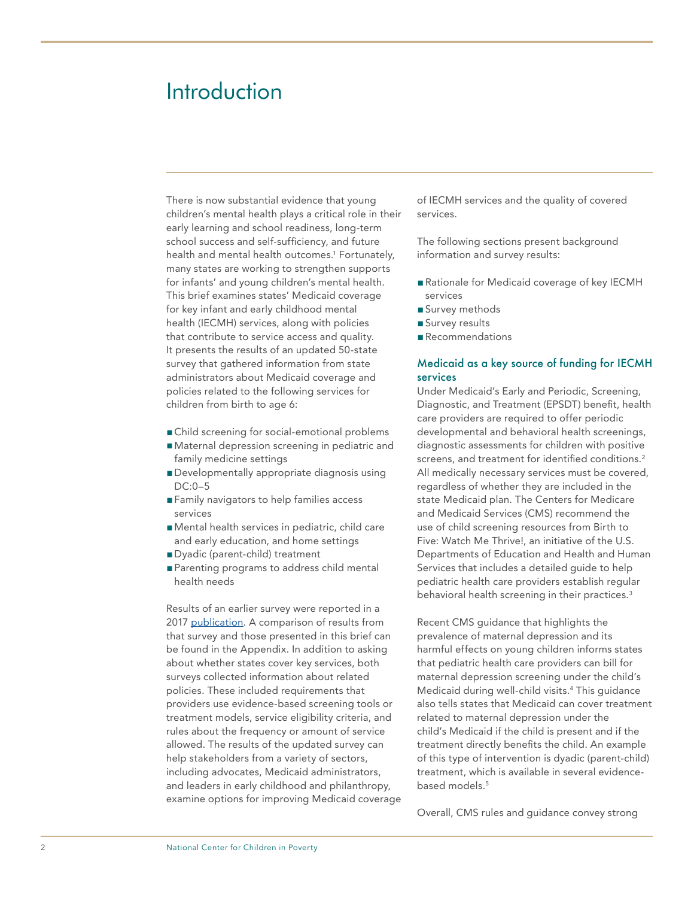# Introduction

There is now substantial evidence that young children's mental health plays a critical role in their early learning and school readiness, long-term school success and self-sufficiency, and future health and mental health outcomes.[1] Fortunately, many states are working to strengthen supports for infants' and young children's mental health. This brief examines states' Medicaid coverage for key infant and early childhood mental health (IECMH) services, along with policies that contribute to service access and quality. It presents the results of an updated 50-state survey that gathered information from state administrators about Medicaid coverage and policies related to the following services for children from birth to age 6:

- Child screening for social-emotional problems
- Maternal depression screening in pediatric and family medicine settings
- Developmentally appropriate diagnosis using DC:0–5
- Family navigators to help families access services
- Mental health services in pediatric, child care and early education, and home settings
- Dyadic (parent-child) treatment
- Parenting programs to address child mental health needs

Results of an earlier survey were reported in a 2017 publication. A comparison of results from that survey and those presented in this brief can be found in the Appendix. In addition to asking about whether states cover key services, both surveys collected information about related policies. These included requirements that providers use evidence-based screening tools or treatment models, service eligibility criteria, and rules about the frequency or amount of service allowed. The results of the updated survey can help stakeholders from a variety of sectors, including advocates, Medicaid administrators, and leaders in early childhood and philanthropy, examine options for improving Medicaid coverage of IECMH services and the quality of covered services.

The following sections present background information and survey results:

- Rationale for Medicaid coverage of key IECMH services
- Survey methods
- Survey results
- Recommendations

## Medicaid as a key source of funding for IECMH services

Under Medicaid's Early and Periodic, Screening, Diagnostic, and Treatment (EPSDT) benefit, health care providers are required to offer periodic developmental and behavioral health screenings, diagnostic assessments for children with positive screens, and treatment for identified conditions.[2] All medically necessary services must be covered, regardless of whether they are included in the state Medicaid plan. The Centers for Medicare and Medicaid Services (CMS) recommend the use of child screening resources from Birth to Five: Watch Me Thrive!, an initiative of the U.S. Departments of Education and Health and Human Services that includes a detailed guide to help pediatric health care providers establish regular behavioral health screening in their practices.[3]

Recent CMS guidance that highlights the prevalence of maternal depression and its harmful effects on young children informs states that pediatric health care providers can bill for maternal depression screening under the child's Medicaid during well-child visits.[4] This guidance also tells states that Medicaid can cover treatment related to maternal depression under the child's Medicaid if the child is present and if the treatment directly benefits the child. An example of this type of intervention is dyadic (parent-child) treatment, which is available in several evidence-based models.[5]

Overall, CMS rules and guidance convey strong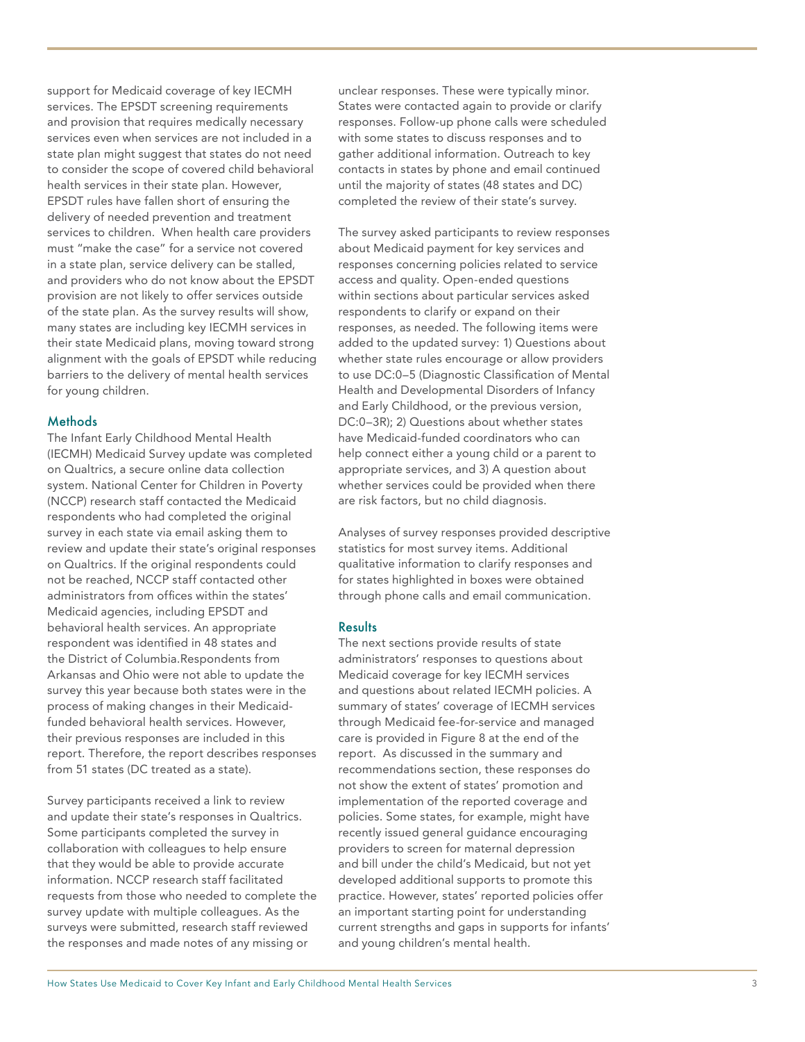support for Medicaid coverage of key IECMH services. The EPSDT screening requirements and provision that requires medically necessary services even when services are not included in a state plan might suggest that states do not need to consider the scope of covered child behavioral health services in their state plan. However, EPSDT rules have fallen short of ensuring the delivery of needed prevention and treatment services to children. When health care providers must "make the case" for a service not covered in a state plan, service delivery can be stalled, and providers who do not know about the EPSDT provision are not likely to offer services outside of the state plan. As the survey results will show, many states are including key IECMH services in their state Medicaid plans, moving toward strong alignment with the goals of EPSDT while reducing barriers to the delivery of mental health services for young children.

## Methods

The Infant Early Childhood Mental Health (IECMH) Medicaid Survey update was completed on Qualtrics, a secure online data collection system. National Center for Children in Poverty (NCCP) research staff contacted the Medicaid respondents who had completed the original survey in each state via email asking them to review and update their state's original responses on Qualtrics. If the original respondents could not be reached, NCCP staff contacted other administrators from offices within the states' Medicaid agencies, including EPSDT and behavioral health services. An appropriate respondent was identified in 48 states and the District of Columbia.Respondents from Arkansas and Ohio were not able to update the survey this year because both states were in the process of making changes in their Medicaid-funded behavioral health services. However, their previous responses are included in this report. Therefore, the report describes responses from 51 states (DC treated as a state).

Survey participants received a link to review and update their state's responses in Qualtrics. Some participants completed the survey in collaboration with colleagues to help ensure that they would be able to provide accurate information. NCCP research staff facilitated requests from those who needed to complete the survey update with multiple colleagues. As the surveys were submitted, research staff reviewed the responses and made notes of any missing or unclear responses. These were typically minor. States were contacted again to provide or clarify responses. Follow-up phone calls were scheduled with some states to discuss responses and to gather additional information. Outreach to key contacts in states by phone and email continued until the majority of states (48 states and DC) completed the review of their state's survey.

The survey asked participants to review responses about Medicaid payment for key services and responses concerning policies related to service access and quality. Open-ended questions within sections about particular services asked respondents to clarify or expand on their responses, as needed. The following items were added to the updated survey: 1) Questions about whether state rules encourage or allow providers to use DC:0–5 (Diagnostic Classification of Mental Health and Developmental Disorders of Infancy and Early Childhood, or the previous version, DC:0–3R); 2) Questions about whether states have Medicaid-funded coordinators who can help connect either a young child or a parent to appropriate services, and 3) A question about whether services could be provided when there are risk factors, but no child diagnosis.

Analyses of survey responses provided descriptive statistics for most survey items. Additional qualitative information to clarify responses and for states highlighted in boxes were obtained through phone calls and email communication.

## Results

The next sections provide results of state administrators' responses to questions about Medicaid coverage for key IECMH services and questions about related IECMH policies. A summary of states' coverage of IECMH services through Medicaid fee-for-service and managed care is provided in Figure 8 at the end of the report. As discussed in the summary and recommendations section, these responses do not show the extent of states' promotion and implementation of the reported coverage and policies. Some states, for example, might have recently issued general guidance encouraging providers to screen for maternal depression and bill under the child's Medicaid, but not yet developed additional supports to promote this practice. However, states' reported policies offer an important starting point for understanding current strengths and gaps in supports for infants' and young children's mental health.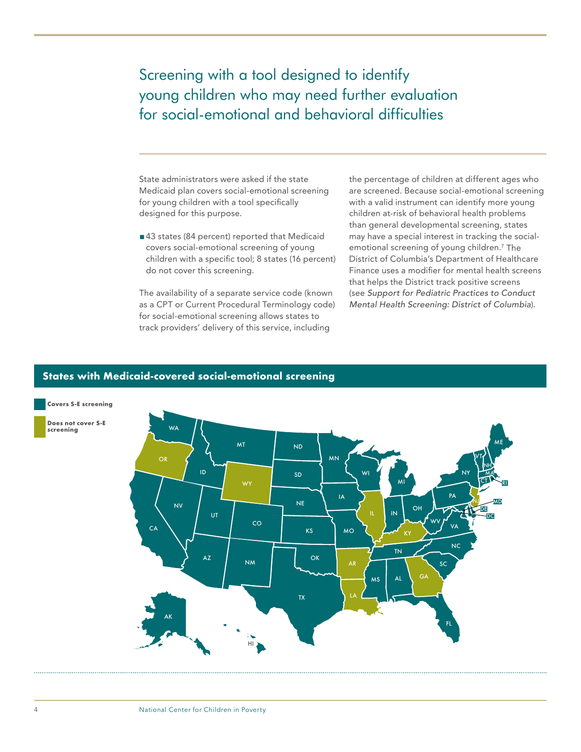# Screening with a tool designed to identify young children who may need further evaluation for social-emotional and behavioral difficulties

State administrators were asked if the state Medicaid plan covers social-emotional screening for young children with a tool specifically designed for this purpose.

- 43 states (84 percent) reported that Medicaid covers social-emotional screening of young children with a specific tool; 8 states (16 percent) do not cover this screening.

The availability of a separate service code (known as a CPT or Current Procedural Terminology code) for social-emotional screening allows states to track providers' delivery of this service, including the percentage of children at different ages who are screened. Because social-emotional screening with a valid instrument can identify more young children at-risk of behavioral health problems than general developmental screening, states may have a special interest in tracking the social-emotional screening of young children.[7] The District of Columbia's Department of Healthcare Finance uses a modifier for mental health screens that helps the District track positive screens (see *Support for Pediatric Practices to Conduct Mental Health Screening: District of Columbia*).

## States with Medicaid-covered social-emotional screening

Covers S-E screening

Does not cover S-E screening

| Covers S-E screening | Does not cover S-E screening |
|---|---|
| AK, AL, AZ, CA, CO, CT, DC, DE, FL, HI, IA, ID, IN, KS, MA, MD, ME, MI, MN, MO, MS, MT, NC, ND, NE, NH, NM, NV, NY, OH, OK, PA, RI, SC, SD, TN, TX, UT, VA, VT, WA, WI, WV | AR, GA, IL, KY, LA, NJ, OR, WY |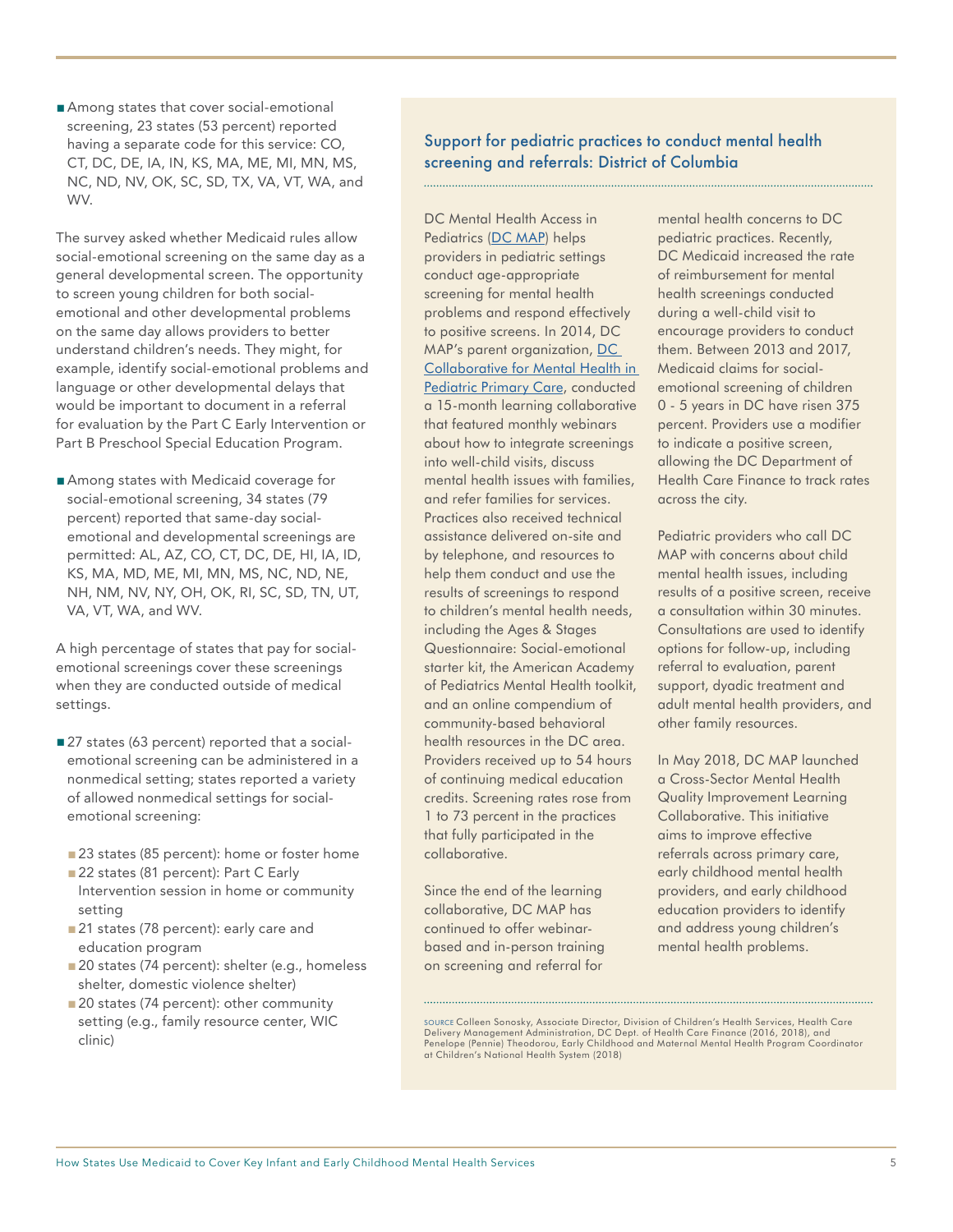- Among states that cover social-emotional screening, 23 states (53 percent) reported having a separate code for this service: CO, CT, DC, DE, IA, IN, KS, MA, ME, MI, MN, MS, NC, ND, NV, OK, SC, SD, TX, VA, VT, WA, and WV.

The survey asked whether Medicaid rules allow social-emotional screening on the same day as a general developmental screen. The opportunity to screen young children for both social-emotional and other developmental problems on the same day allows providers to better understand children's needs. They might, for example, identify social-emotional problems and language or other developmental delays that would be important to document in a referral for evaluation by the Part C Early Intervention or Part B Preschool Special Education Program.

- Among states with Medicaid coverage for social-emotional screening, 34 states (79 percent) reported that same-day social-emotional and developmental screenings are permitted: AL, AZ, CO, CT, DC, DE, HI, IA, ID, KS, MA, MD, ME, MI, MN, MS, NC, ND, NE, NH, NM, NV, NY, OH, OK, RI, SC, SD, TN, UT, VA, VT, WA, and WV.

A high percentage of states that pay for social-emotional screenings cover these screenings when they are conducted outside of medical settings.

- 27 states (63 percent) reported that a social-emotional screening can be administered in a nonmedical setting; states reported a variety of allowed nonmedical settings for social-emotional screening:
  - 23 states (85 percent): home or foster home
  - 22 states (81 percent): Part C Early Intervention session in home or community setting
  - 21 states (78 percent): early care and education program
  - 20 states (74 percent): shelter (e.g., homeless shelter, domestic violence shelter)
  - 20 states (74 percent): other community setting (e.g., family resource center, WIC clinic)

### Support for pediatric practices to conduct mental health screening and referrals: District of Columbia

DC Mental Health Access in Pediatrics (DC MAP) helps providers in pediatric settings conduct age-appropriate screening for mental health problems and respond effectively to positive screens. In 2014, DC MAP's parent organization, DC Collaborative for Mental Health in Pediatric Primary Care, conducted a 15-month learning collaborative that featured monthly webinars about how to integrate screenings into well-child visits, discuss mental health issues with families, and refer families for services. Practices also received technical assistance delivered on-site and by telephone, and resources to help them conduct and use the results of screenings to respond to children's mental health needs, including the Ages & Stages Questionnaire: Social-emotional starter kit, the American Academy of Pediatrics Mental Health toolkit, and an online compendium of community-based behavioral health resources in the DC area. Providers received up to 54 hours of continuing medical education credits. Screening rates rose from 1 to 73 percent in the practices that fully participated in the collaborative.

Since the end of the learning collaborative, DC MAP has continued to offer webinar-based and in-person training on screening and referral for mental health concerns to DC pediatric practices. Recently, DC Medicaid increased the rate of reimbursement for mental health screenings conducted during a well-child visit to encourage providers to conduct them. Between 2013 and 2017, Medicaid claims for social-emotional screening of children 0 - 5 years in DC have risen 375 percent. Providers use a modifier to indicate a positive screen, allowing the DC Department of Health Care Finance to track rates across the city.

Pediatric providers who call DC MAP with concerns about child mental health issues, including results of a positive screen, receive a consultation within 30 minutes. Consultations are used to identify options for follow-up, including referral to evaluation, parent support, dyadic treatment and adult mental health providers, and other family resources.

In May 2018, DC MAP launched a Cross-Sector Mental Health Quality Improvement Learning Collaborative. This initiative aims to improve effective referrals across primary care, early childhood mental health providers, and early childhood education providers to identify and address young children's mental health problems.

SOURCE Colleen Sonosky, Associate Director, Division of Children's Health Services, Health Care Delivery Management Administration, DC Dept. of Health Care Finance (2016, 2018), and Penelope (Pennie) Theodorou, Early Childhood and Maternal Mental Health Program Coordinator at Children's National Health System (2018)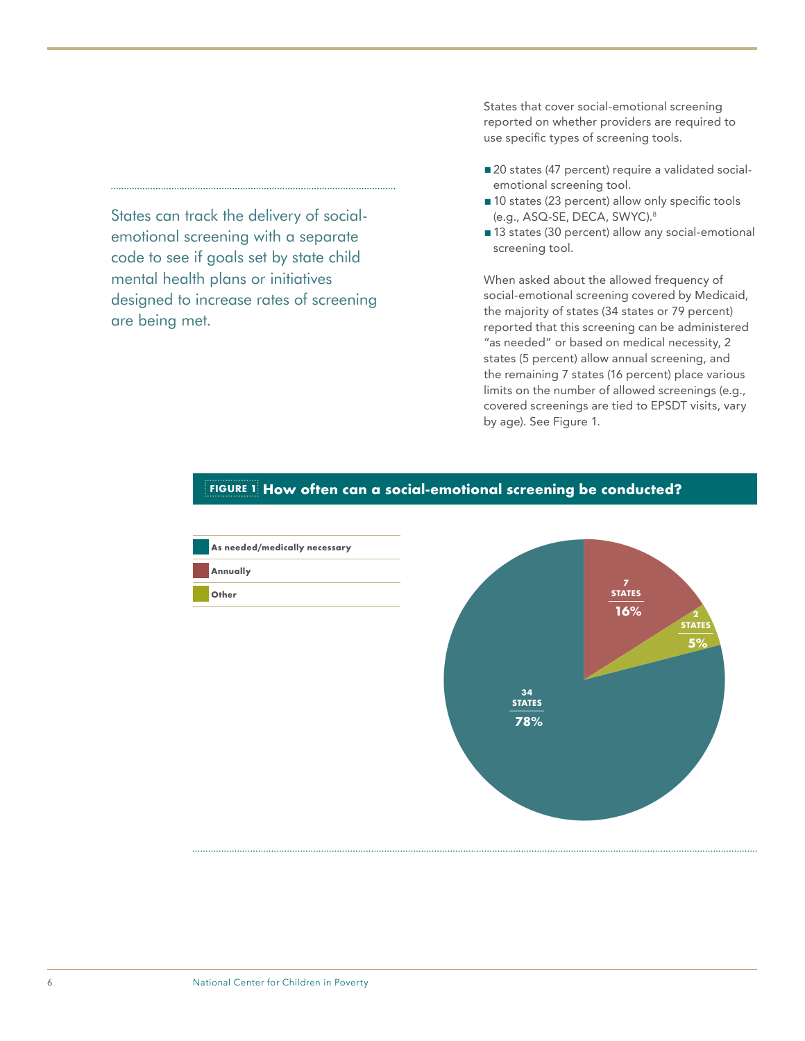States can track the delivery of social-emotional screening with a separate code to see if goals set by state child mental health plans or initiatives designed to increase rates of screening are being met.

States that cover social-emotional screening reported on whether providers are required to use specific types of screening tools.

- 20 states (47 percent) require a validated social-emotional screening tool.
- 10 states (23 percent) allow only specific tools (e.g., ASQ-SE, DECA, SWYC).[8]
- 13 states (30 percent) allow any social-emotional screening tool.

When asked about the allowed frequency of social-emotional screening covered by Medicaid, the majority of states (34 states or 79 percent) reported that this screening can be administered "as needed" or based on medical necessity, 2 states (5 percent) allow annual screening, and the remaining 7 states (16 percent) place various limits on the number of allowed screenings (e.g., covered screenings are tied to EPSDT visits, vary by age). See Figure 1.

**FIGURE 1** **How often can a social-emotional screening be conducted?**

| Category | States | Percent |
|---|---|---|
| As needed/medically necessary | 34 | 78% |
| Annually | 7 | 16% |
| Other | 2 | 5% |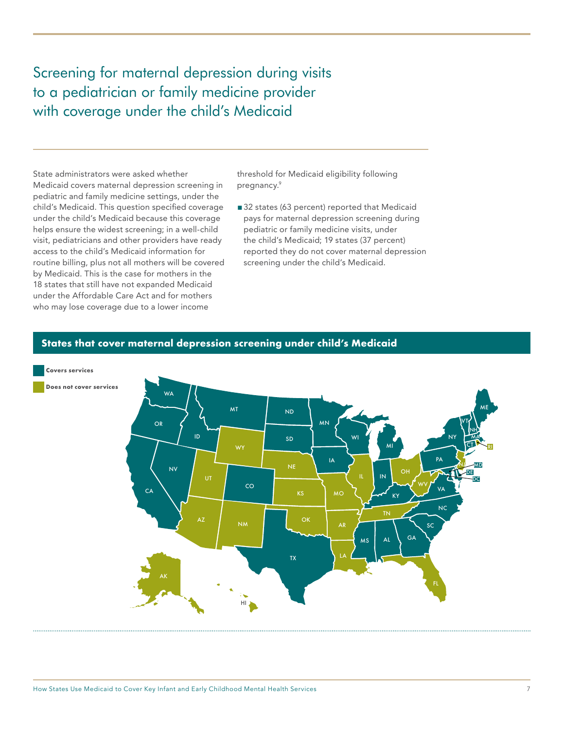# Screening for maternal depression during visits to a pediatrician or family medicine provider with coverage under the child's Medicaid

State administrators were asked whether Medicaid covers maternal depression screening in pediatric and family medicine settings, under the child's Medicaid. This question specified coverage under the child's Medicaid because this coverage helps ensure the widest screening; in a well-child visit, pediatricians and other providers have ready access to the child's Medicaid information for routine billing, plus not all mothers will be covered by Medicaid. This is the case for mothers in the 18 states that still have not expanded Medicaid under the Affordable Care Act and for mothers who may lose coverage due to a lower income threshold for Medicaid eligibility following pregnancy.[9]

- 32 states (63 percent) reported that Medicaid pays for maternal depression screening during pediatric or family medicine visits, under the child's Medicaid; 19 states (37 percent) reported they do not cover maternal depression screening under the child's Medicaid.

**States that cover maternal depression screening under child's Medicaid**

Covers services

Does not cover services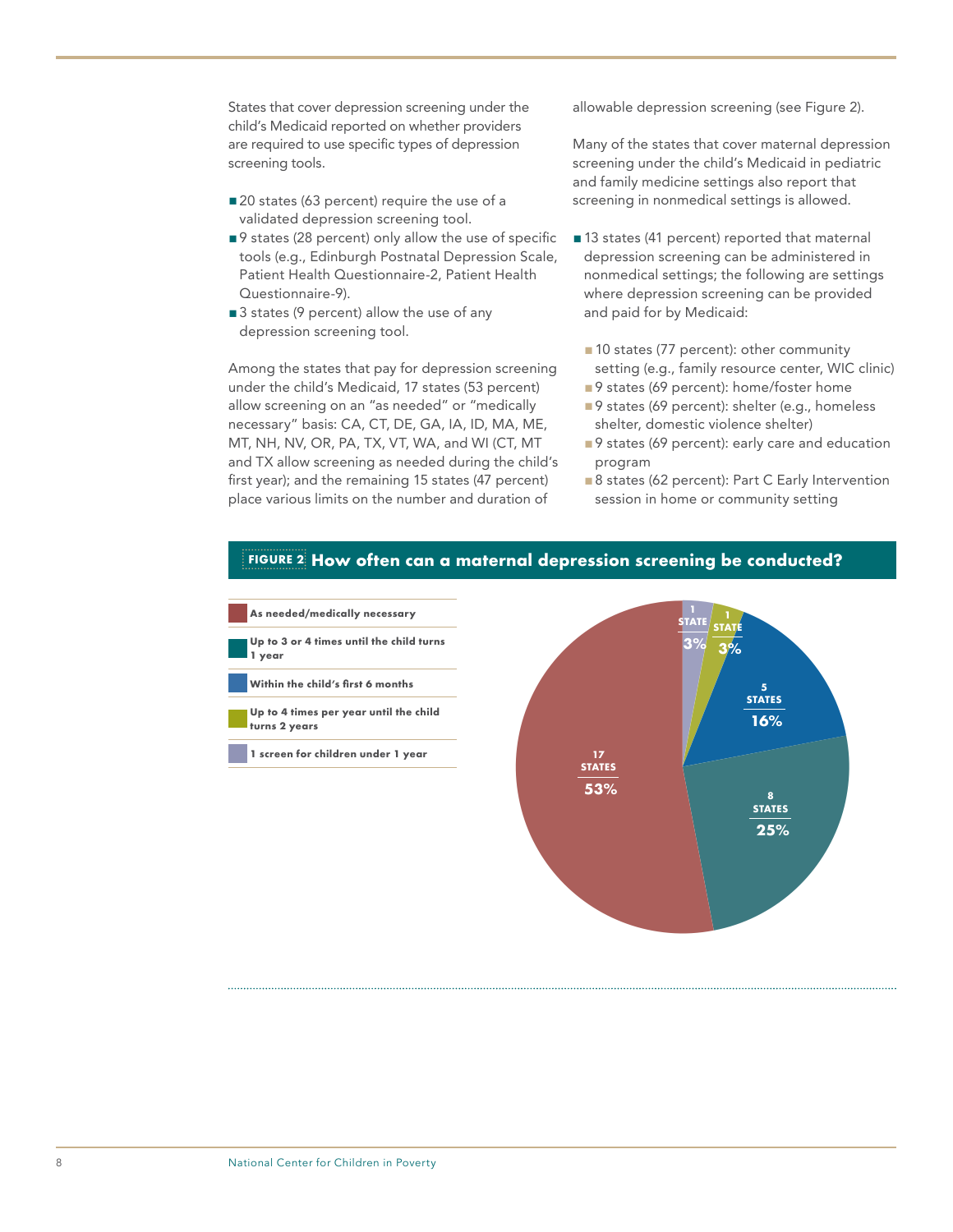States that cover depression screening under the child's Medicaid reported on whether providers are required to use specific types of depression screening tools.

- 20 states (63 percent) require the use of a validated depression screening tool.
- 9 states (28 percent) only allow the use of specific tools (e.g., Edinburgh Postnatal Depression Scale, Patient Health Questionnaire-2, Patient Health Questionnaire-9).
- 3 states (9 percent) allow the use of any depression screening tool.

Among the states that pay for depression screening under the child's Medicaid, 17 states (53 percent) allow screening on an "as needed" or "medically necessary" basis: CA, CT, DE, GA, IA, ID, MA, ME, MT, NH, NV, OR, PA, TX, VT, WA, and WI (CT, MT and TX allow screening as needed during the child's first year); and the remaining 15 states (47 percent) place various limits on the number and duration of allowable depression screening (see Figure 2).

Many of the states that cover maternal depression screening under the child's Medicaid in pediatric and family medicine settings also report that screening in nonmedical settings is allowed.

- 13 states (41 percent) reported that maternal depression screening can be administered in nonmedical settings; the following are settings where depression screening can be provided and paid for by Medicaid:
  - 10 states (77 percent): other community setting (e.g., family resource center, WIC clinic)
  - 9 states (69 percent): home/foster home
  - 9 states (69 percent): shelter (e.g., homeless shelter, domestic violence shelter)
  - 9 states (69 percent): early care and education program
  - 8 states (62 percent): Part C Early Intervention session in home or community setting

**FIGURE 2 How often can a maternal depression screening be conducted?**

| Frequency | States | Percent |
|---|---|---|
| As needed/medically necessary | 17 | 53% |
| Up to 3 or 4 times until the child turns 1 year | 8 | 25% |
| Within the child's first 6 months | 5 | 16% |
| Up to 4 times per year until the child turns 2 years | 1 | 3% |
| 1 screen for children under 1 year | 1 | 3% |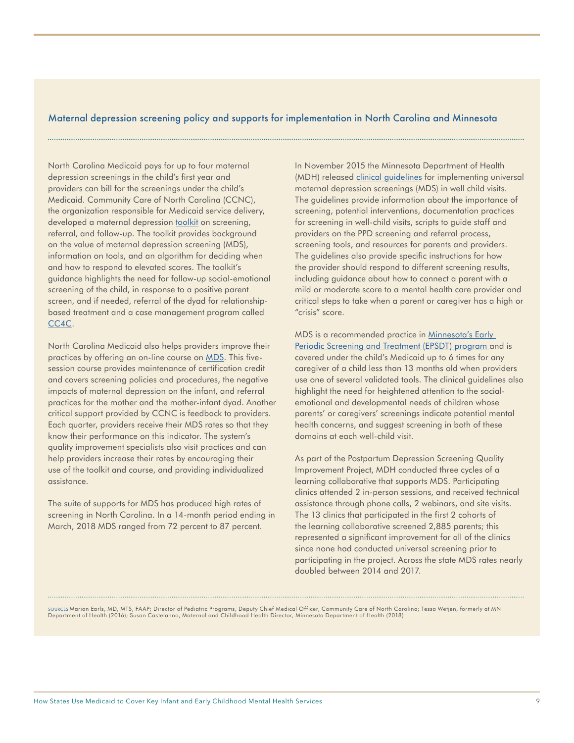## Maternal depression screening policy and supports for implementation in North Carolina and Minnesota

North Carolina Medicaid pays for up to four maternal depression screenings in the child's first year and providers can bill for the screenings under the child's Medicaid. Community Care of North Carolina (CCNC), the organization responsible for Medicaid service delivery, developed a maternal depression toolkit on screening, referral, and follow-up. The toolkit provides background on the value of maternal depression screening (MDS), information on tools, and an algorithm for deciding when and how to respond to elevated scores. The toolkit's guidance highlights the need for follow-up social-emotional screening of the child, in response to a positive parent screen, and if needed, referral of the dyad for relationship-based treatment and a case management program called CC4C.

North Carolina Medicaid also helps providers improve their practices by offering an on-line course on MDS. This five-session course provides maintenance of certification credit and covers screening policies and procedures, the negative impacts of maternal depression on the infant, and referral practices for the mother and the mother-infant dyad. Another critical support provided by CCNC is feedback to providers. Each quarter, providers receive their MDS rates so that they know their performance on this indicator. The system's quality improvement specialists also visit practices and can help providers increase their rates by encouraging their use of the toolkit and course, and providing individualized assistance.

The suite of supports for MDS has produced high rates of screening in North Carolina. In a 14-month period ending in March, 2018 MDS ranged from 72 percent to 87 percent.

In November 2015 the Minnesota Department of Health (MDH) released clinical guidelines for implementing universal maternal depression screenings (MDS) in well child visits. The guidelines provide information about the importance of screening, potential interventions, documentation practices for screening in well-child visits, scripts to guide staff and providers on the PPD screening and referral process, screening tools, and resources for parents and providers. The guidelines also provide specific instructions for how the provider should respond to different screening results, including guidance about how to connect a parent with a mild or moderate score to a mental health care provider and critical steps to take when a parent or caregiver has a high or "crisis" score.

MDS is a recommended practice in Minnesota's Early Periodic Screening and Treatment (EPSDT) program and is covered under the child's Medicaid up to 6 times for any caregiver of a child less than 13 months old when providers use one of several validated tools. The clinical guidelines also highlight the need for heightened attention to the social-emotional and developmental needs of children whose parents' or caregivers' screenings indicate potential mental health concerns, and suggest screening in both of these domains at each well-child visit.

As part of the Postpartum Depression Screening Quality Improvement Project, MDH conducted three cycles of a learning collaborative that supports MDS. Participating clinics attended 2 in-person sessions, and received technical assistance through phone calls, 2 webinars, and site visits. The 13 clinics that participated in the first 2 cohorts of the learning collaborative screened 2,885 parents; this represented a significant improvement for all of the clinics since none had conducted universal screening prior to participating in the project. Across the state MDS rates nearly doubled between 2014 and 2017.

SOURCES Marian Earls, MD, MTS, FAAP; Director of Pediatric Programs, Deputy Chief Medical Officer, Community Care of North Carolina; Tessa Wetjen, formerly at MN Department of Health (2016); Susan Castelanno, Maternal and Childhood Health Director, Minnesota Department of Health (2018)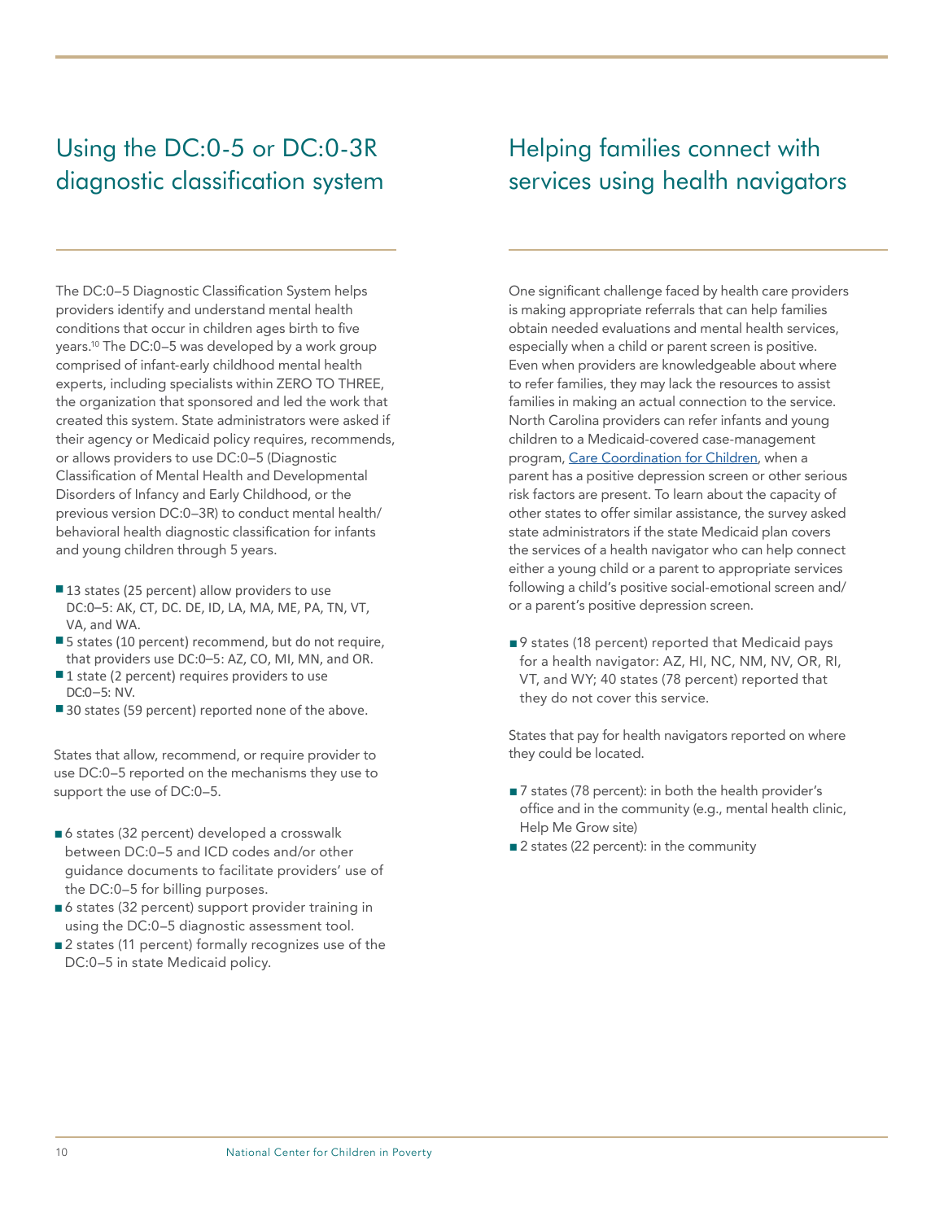## Using the DC:0-5 or DC:0-3R diagnostic classification system

The DC:0–5 Diagnostic Classification System helps providers identify and understand mental health conditions that occur in children ages birth to five years.[10] The DC:0–5 was developed by a work group comprised of infant-early childhood mental health experts, including specialists within ZERO TO THREE, the organization that sponsored and led the work that created this system. State administrators were asked if their agency or Medicaid policy requires, recommends, or allows providers to use DC:0–5 (Diagnostic Classification of Mental Health and Developmental Disorders of Infancy and Early Childhood, or the previous version DC:0–3R) to conduct mental health/behavioral health diagnostic classification for infants and young children through 5 years.

- 13 states (25 percent) allow providers to use DC:0–5: AK, CT, DC. DE, ID, LA, MA, ME, PA, TN, VT, VA, and WA.
- 5 states (10 percent) recommend, but do not require, that providers use DC:0–5: AZ, CO, MI, MN, and OR.
- 1 state (2 percent) requires providers to use DC:0–5: NV.
- 30 states (59 percent) reported none of the above.

States that allow, recommend, or require provider to use DC:0–5 reported on the mechanisms they use to support the use of DC:0–5.

- 6 states (32 percent) developed a crosswalk between DC:0–5 and ICD codes and/or other guidance documents to facilitate providers' use of the DC:0–5 for billing purposes.
- 6 states (32 percent) support provider training in using the DC:0–5 diagnostic assessment tool.
- 2 states (11 percent) formally recognizes use of the DC:0–5 in state Medicaid policy.

## Helping families connect with services using health navigators

One significant challenge faced by health care providers is making appropriate referrals that can help families obtain needed evaluations and mental health services, especially when a child or parent screen is positive. Even when providers are knowledgeable about where to refer families, they may lack the resources to assist families in making an actual connection to the service. North Carolina providers can refer infants and young children to a Medicaid-covered case-management program, Care Coordination for Children, when a parent has a positive depression screen or other serious risk factors are present. To learn about the capacity of other states to offer similar assistance, the survey asked state administrators if the state Medicaid plan covers the services of a health navigator who can help connect either a young child or a parent to appropriate services following a child's positive social-emotional screen and/or a parent's positive depression screen.

- 9 states (18 percent) reported that Medicaid pays for a health navigator: AZ, HI, NC, NM, NV, OR, RI, VT, and WY; 40 states (78 percent) reported that they do not cover this service.

States that pay for health navigators reported on where they could be located.

- 7 states (78 percent): in both the health provider's office and in the community (e.g., mental health clinic, Help Me Grow site)
- 2 states (22 percent): in the community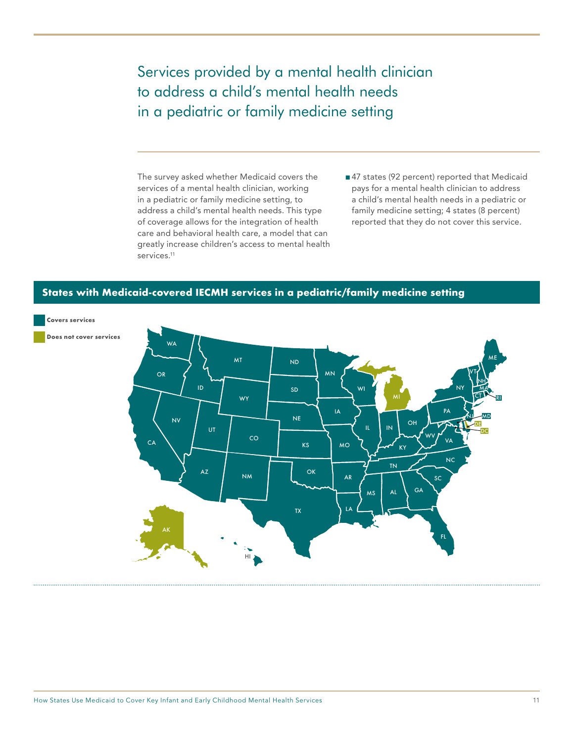# Services provided by a mental health clinician to address a child's mental health needs in a pediatric or family medicine setting

The survey asked whether Medicaid covers the services of a mental health clinician, working in a pediatric or family medicine setting, to address a child's mental health needs. This type of coverage allows for the integration of health care and behavioral health care, a model that can greatly increase children's access to mental health services.[11]

- 47 states (92 percent) reported that Medicaid pays for a mental health clinician to address a child's mental health needs in a pediatric or family medicine setting; 4 states (8 percent) reported that they do not cover this service.

## States with Medicaid-covered IECMH services in a pediatric/family medicine setting

**Covers services**

**Does not cover services**

| Covers services | Does not cover services |
|---|---|
| AL, AR, AZ, CA, CO, CT, FL, GA, HI, IA, ID, IL, IN, KS, KY, LA, MA, MD, ME, MN, MO, MS, MT, NC, ND, NE, NH, NJ, NM, NV, NY, OH, OK, OR, PA, RI, SC, SD, TN, TX, UT, VA, VT, WA, WI, WV, WY | AK, DC, DE, MI |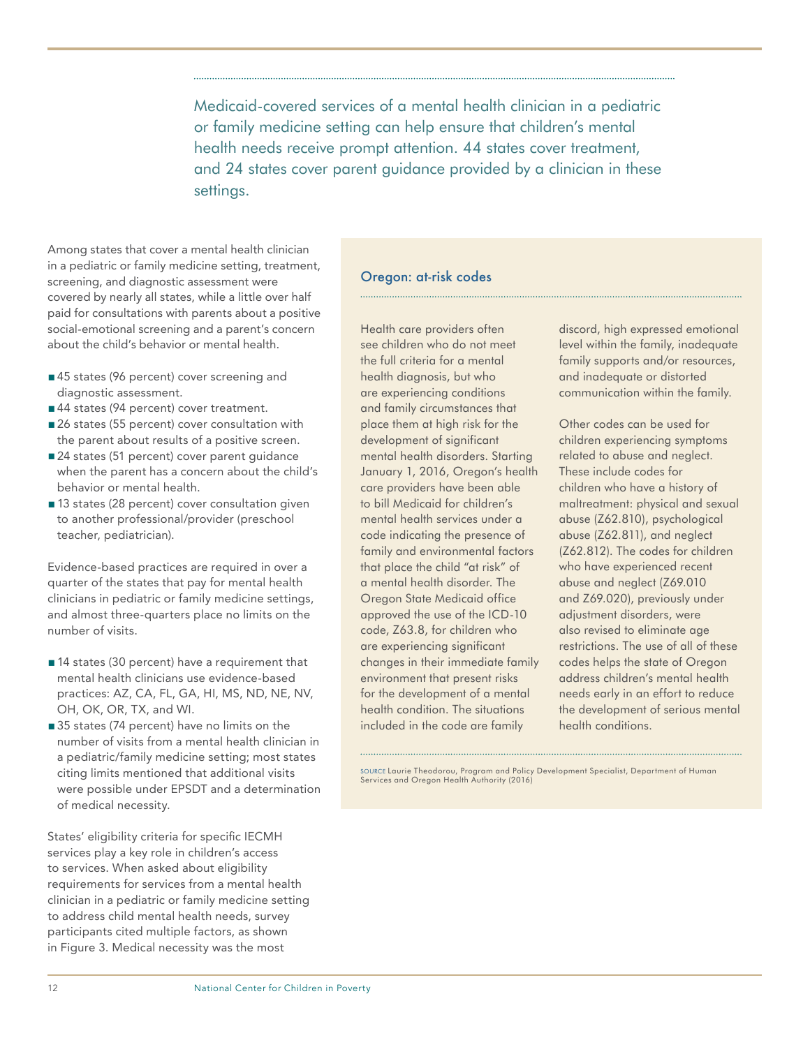Medicaid-covered services of a mental health clinician in a pediatric or family medicine setting can help ensure that children's mental health needs receive prompt attention. 44 states cover treatment, and 24 states cover parent guidance provided by a clinician in these settings.

Among states that cover a mental health clinician in a pediatric or family medicine setting, treatment, screening, and diagnostic assessment were covered by nearly all states, while a little over half paid for consultations with parents about a positive social-emotional screening and a parent's concern about the child's behavior or mental health.

- 45 states (96 percent) cover screening and diagnostic assessment.
- 44 states (94 percent) cover treatment.
- 26 states (55 percent) cover consultation with the parent about results of a positive screen.
- 24 states (51 percent) cover parent guidance when the parent has a concern about the child's behavior or mental health.
- 13 states (28 percent) cover consultation given to another professional/provider (preschool teacher, pediatrician).

Evidence-based practices are required in over a quarter of the states that pay for mental health clinicians in pediatric or family medicine settings, and almost three-quarters place no limits on the number of visits.

- 14 states (30 percent) have a requirement that mental health clinicians use evidence-based practices: AZ, CA, FL, GA, HI, MS, ND, NE, NV, OH, OK, OR, TX, and WI.
- 35 states (74 percent) have no limits on the number of visits from a mental health clinician in a pediatric/family medicine setting; most states citing limits mentioned that additional visits were possible under EPSDT and a determination of medical necessity.

States' eligibility criteria for specific IECMH services play a key role in children's access to services. When asked about eligibility requirements for services from a mental health clinician in a pediatric or family medicine setting to address child mental health needs, survey participants cited multiple factors, as shown in Figure 3. Medical necessity was the most

### Oregon: at-risk codes

Health care providers often see children who do not meet the full criteria for a mental health diagnosis, but who are experiencing conditions and family circumstances that place them at high risk for the development of significant mental health disorders. Starting January 1, 2016, Oregon's health care providers have been able to bill Medicaid for children's mental health services under a code indicating the presence of family and environmental factors that place the child "at risk" of a mental health disorder. The Oregon State Medicaid office approved the use of the ICD-10 code, Z63.8, for children who are experiencing significant changes in their immediate family environment that present risks for the development of a mental health condition. The situations included in the code are family discord, high expressed emotional level within the family, inadequate family supports and/or resources, and inadequate or distorted communication within the family.

Other codes can be used for children experiencing symptoms related to abuse and neglect. These include codes for children who have a history of maltreatment: physical and sexual abuse (Z62.810), psychological abuse (Z62.811), and neglect (Z62.812). The codes for children who have experienced recent abuse and neglect (Z69.010 and Z69.020), previously under adjustment disorders, were also revised to eliminate age restrictions. The use of all of these codes helps the state of Oregon address children's mental health needs early in an effort to reduce the development of serious mental health conditions.

SOURCE Laurie Theodorou, Program and Policy Development Specialist, Department of Human Services and Oregon Health Authority (2016)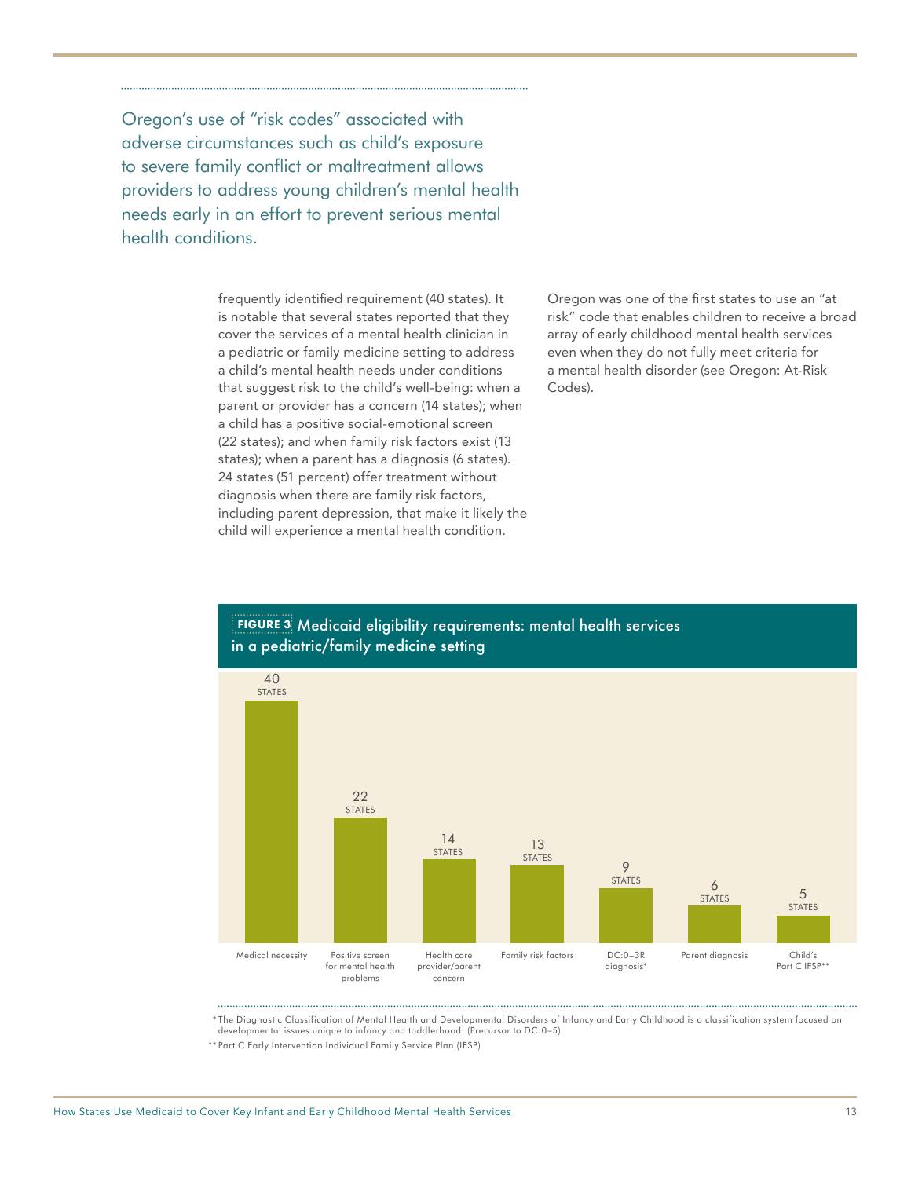> Oregon's use of "risk codes" associated with adverse circumstances such as child's exposure to severe family conflict or maltreatment allows providers to address young children's mental health needs early in an effort to prevent serious mental health conditions.

frequently identified requirement (40 states). It is notable that several states reported that they cover the services of a mental health clinician in a pediatric or family medicine setting to address a child's mental health needs under conditions that suggest risk to the child's well-being: when a parent or provider has a concern (14 states); when a child has a positive social-emotional screen (22 states); and when family risk factors exist (13 states); when a parent has a diagnosis (6 states). 24 states (51 percent) offer treatment without diagnosis when there are family risk factors, including parent depression, that make it likely the child will experience a mental health condition.

Oregon was one of the first states to use an "at risk" code that enables children to receive a broad array of early childhood mental health services even when they do not fully meet criteria for a mental health disorder (see Oregon: At-Risk Codes).

**FIGURE 3** Medicaid eligibility requirements: mental health services in a pediatric/family medicine setting

| Requirement | Number of states |
|---|---|
| Medical necessity | 40 STATES |
| Positive screen for mental health problems | 22 STATES |
| Health care provider/parent concern | 14 STATES |
| Family risk factors | 13 STATES |
| DC:0–3R diagnosis* | 9 STATES |
| Parent diagnosis | 6 STATES |
| Child's Part C IFSP** | 5 STATES |

\* The Diagnostic Classification of Mental Health and Developmental Disorders of Infancy and Early Childhood is a classification system focused on developmental issues unique to infancy and toddlerhood. (Precursor to DC:0–5)

** Part C Early Intervention Individual Family Service Plan (IFSP)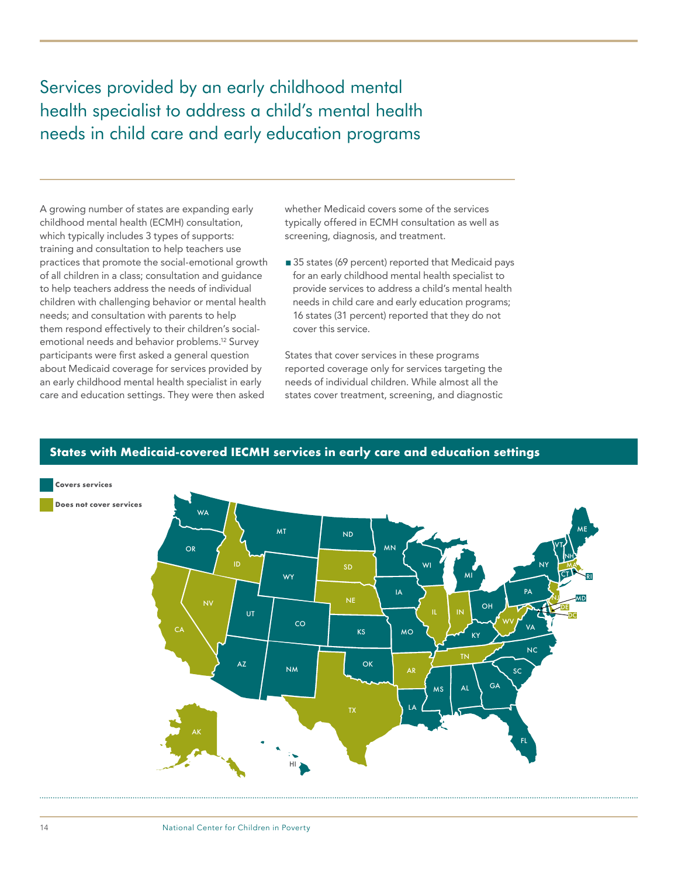# Services provided by an early childhood mental health specialist to address a child's mental health needs in child care and early education programs

A growing number of states are expanding early childhood mental health (ECMH) consultation, which typically includes 3 types of supports: training and consultation to help teachers use practices that promote the social-emotional growth of all children in a class; consultation and guidance to help teachers address the needs of individual children with challenging behavior or mental health needs; and consultation with parents to help them respond effectively to their children's social-emotional needs and behavior problems.[12] Survey participants were first asked a general question about Medicaid coverage for services provided by an early childhood mental health specialist in early care and education settings. They were then asked whether Medicaid covers some of the services typically offered in ECMH consultation as well as screening, diagnosis, and treatment.

- 35 states (69 percent) reported that Medicaid pays for an early childhood mental health specialist to provide services to address a child's mental health needs in child care and early education programs; 16 states (31 percent) reported that they do not cover this service.

States that cover services in these programs reported coverage only for services targeting the needs of individual children. While almost all the states cover treatment, screening, and diagnostic

**States with Medicaid-covered IECMH services in early care and education settings**

Covers services

Does not cover services

WA, OR, MT, ND, MN, WI, MI, ME, VT, NH, NY, CT, RI, PA, MD, OH, UT, WY, CO, IA, KS, MO, KY, VA, NC, SC, GA, AL, MS, LA, FL, OK, NM, AZ, HI

ID, NV, CA, SD, NE, IL, IN, WV, NJ, MA, DE, DC, TN, AR, TX, AK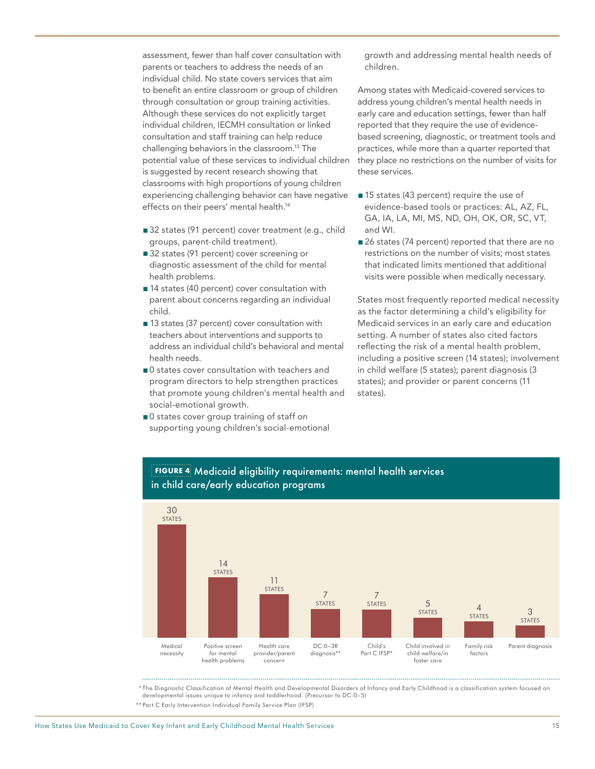assessment, fewer than half cover consultation with parents or teachers to address the needs of an individual child. No state covers services that aim to benefit an entire classroom or group of children through consultation or group training activities. Although these services do not explicitly target individual children, IECMH consultation or linked consultation and staff training can help reduce challenging behaviors in the classroom.[13] The potential value of these services to individual children is suggested by recent research showing that classrooms with high proportions of young children experiencing challenging behavior can have negative effects on their peers' mental health.[14]

- 32 states (91 percent) cover treatment (e.g., child groups, parent-child treatment).
- 32 states (91 percent) cover screening or diagnostic assessment of the child for mental health problems.
- 14 states (40 percent) cover consultation with parent about concerns regarding an individual child.
- 13 states (37 percent) cover consultation with teachers about interventions and supports to address an individual child's behavioral and mental health needs.
- 0 states cover consultation with teachers and program directors to help strengthen practices that promote young children's mental health and social-emotional growth.
- 0 states cover group training of staff on supporting young children's social-emotional growth and addressing mental health needs of children.

Among states with Medicaid-covered services to address young children's mental health needs in early care and education settings, fewer than half reported that they require the use of evidence-based screening, diagnostic, or treatment tools and practices, while more than a quarter reported that they place no restrictions on the number of visits for these services.

- 15 states (43 percent) require the use of evidence-based tools or practices: AL, AZ, FL, GA, IA, LA, MI, MS, ND, OH, OK, OR, SC, VT, and WI.
- 26 states (74 percent) reported that there are no restrictions on the number of visits; most states that indicated limits mentioned that additional visits were possible when medically necessary.

States most frequently reported medical necessity as the factor determining a child's eligibility for Medicaid services in an early care and education setting. A number of states also cited factors reflecting the risk of a mental health problem, including a positive screen (14 states); involvement in child welfare (5 states); parent diagnosis (3 states); and provider or parent concerns (11 states).

**FIGURE 4** Medicaid eligibility requirements: mental health services in child care/early education programs

| Eligibility requirement | Number of states |
|---|---|
| Medical necessity | 30 |
| Positive screen for mental health problems | 14 |
| Health care provider/parent concern | 11 |
| DC:0–3R diagnosis** | 7 |
| Child's Part C IFSP* | 7 |
| Child involved in child welfare/in foster care | 5 |
| Family risk factors | 4 |
| Parent diagnosis | 3 |

\* The Diagnostic Classification of Mental Health and Developmental Disorders of Infancy and Early Childhood is a classification system focused on developmental issues unique to infancy and toddlerhood. (Precursor to DC:0–5)

\*\* Part C Early Intervention Individual Family Service Plan (IFSP)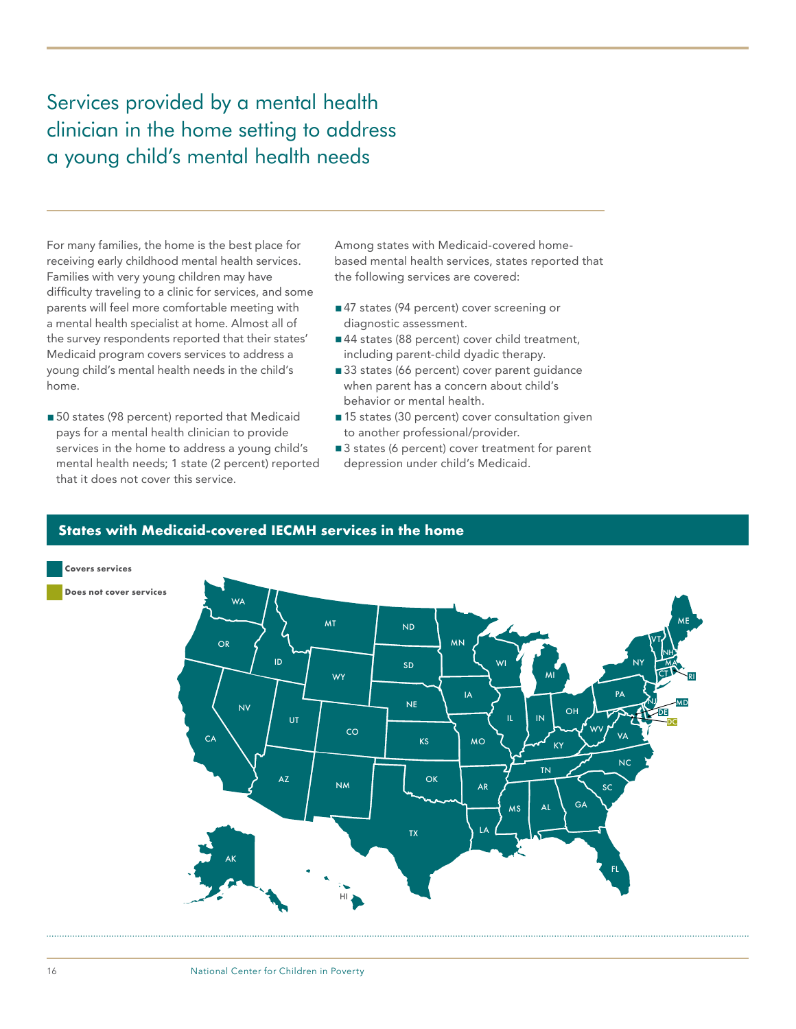# Services provided by a mental health clinician in the home setting to address a young child's mental health needs

For many families, the home is the best place for receiving early childhood mental health services. Families with very young children may have difficulty traveling to a clinic for services, and some parents will feel more comfortable meeting with a mental health specialist at home. Almost all of the survey respondents reported that their states' Medicaid program covers services to address a young child's mental health needs in the child's home.

- 50 states (98 percent) reported that Medicaid pays for a mental health clinician to provide services in the home to address a young child's mental health needs; 1 state (2 percent) reported that it does not cover this service.

Among states with Medicaid-covered home-based mental health services, states reported that the following services are covered:

- 47 states (94 percent) cover screening or diagnostic assessment.
- 44 states (88 percent) cover child treatment, including parent-child dyadic therapy.
- 33 states (66 percent) cover parent guidance when parent has a concern about child's behavior or mental health.
- 15 states (30 percent) cover consultation given to another professional/provider.
- 3 states (6 percent) cover treatment for parent depression under child's Medicaid.

**States with Medicaid-covered IECMH services in the home**

**Covers services**

**Does not cover services**

WA, OR, CA, ID, NV, MT, WY, UT, AZ, CO, NM, ND, SD, NE, KS, OK, TX, MN, IA, MO, AR, LA, WI, IL, MI, IN, OH, KY, TN, MS, AL, GA, FL, SC, NC, VA, WV, PA, NY, ME, VT, NH, MA, CT, RI, NJ, MD, DE, DC, AK, HI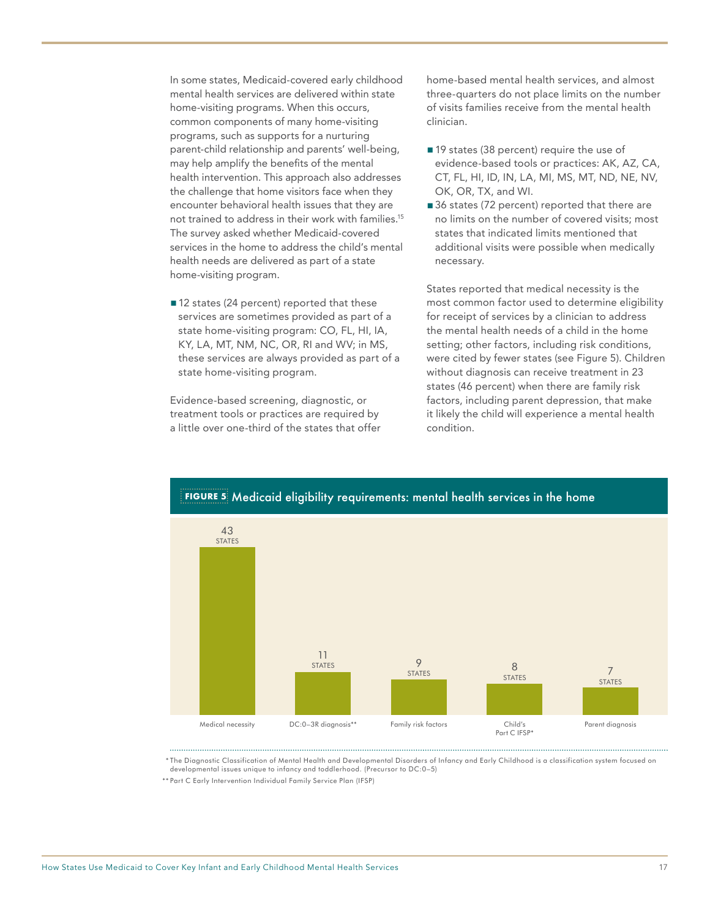In some states, Medicaid-covered early childhood mental health services are delivered within state home-visiting programs. When this occurs, common components of many home-visiting programs, such as supports for a nurturing parent-child relationship and parents' well-being, may help amplify the benefits of the mental health intervention. This approach also addresses the challenge that home visitors face when they encounter behavioral health issues that they are not trained to address in their work with families.[15] The survey asked whether Medicaid-covered services in the home to address the child's mental health needs are delivered as part of a state home-visiting program.

- 12 states (24 percent) reported that these services are sometimes provided as part of a state home-visiting program: CO, FL, HI, IA, KY, LA, MT, NM, NC, OR, RI and WV; in MS, these services are always provided as part of a state home-visiting program.

Evidence-based screening, diagnostic, or treatment tools or practices are required by a little over one-third of the states that offer home-based mental health services, and almost three-quarters do not place limits on the number of visits families receive from the mental health clinician.

- 19 states (38 percent) require the use of evidence-based tools or practices: AK, AZ, CA, CT, FL, HI, ID, IN, LA, MI, MS, MT, ND, NE, NV, OK, OR, TX, and WI.
- 36 states (72 percent) reported that there are no limits on the number of covered visits; most states that indicated limits mentioned that additional visits were possible when medically necessary.

States reported that medical necessity is the most common factor used to determine eligibility for receipt of services by a clinician to address the mental health needs of a child in the home setting; other factors, including risk conditions, were cited by fewer states (see Figure 5). Children without diagnosis can receive treatment in 23 states (46 percent) when there are family risk factors, including parent depression, that make it likely the child will experience a mental health condition.

**FIGURE 5** Medicaid eligibility requirements: mental health services in the home

| Requirement | States |
|---|---|
| Medical necessity | 43 STATES |
| DC:0–3R diagnosis** | 11 STATES |
| Family risk factors | 9 STATES |
| Child's Part C IFSP* | 8 STATES |
| Parent diagnosis | 7 STATES |

\* The Diagnostic Classification of Mental Health and Developmental Disorders of Infancy and Early Childhood is a classification system focused on developmental issues unique to infancy and toddlerhood. (Precursor to DC:0–5)

** Part C Early Intervention Individual Family Service Plan (IFSP)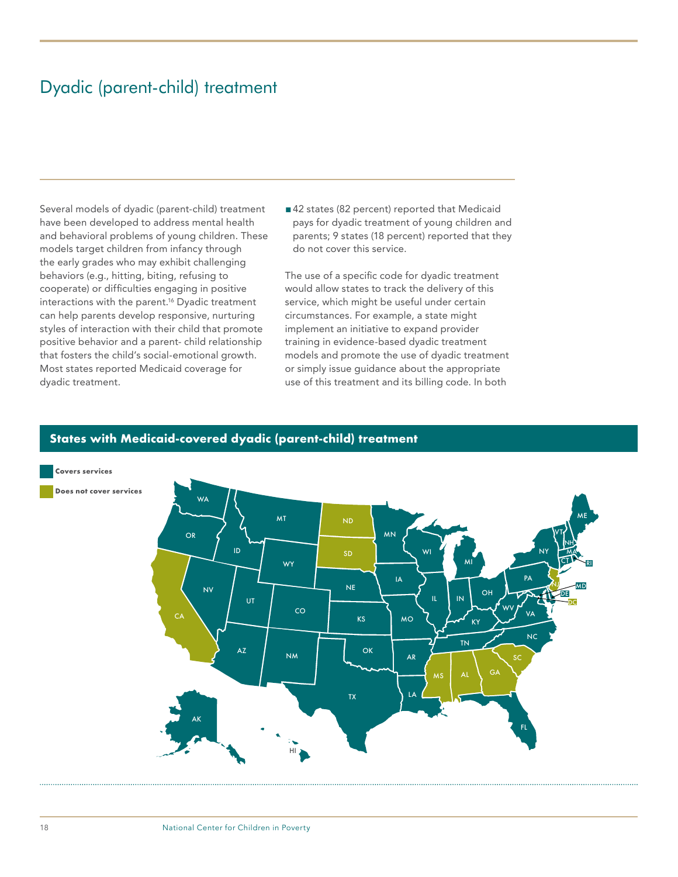# Dyadic (parent-child) treatment

Several models of dyadic (parent-child) treatment have been developed to address mental health and behavioral problems of young children. These models target children from infancy through the early grades who may exhibit challenging behaviors (e.g., hitting, biting, refusing to cooperate) or difficulties engaging in positive interactions with the parent.[16] Dyadic treatment can help parents develop responsive, nurturing styles of interaction with their child that promote positive behavior and a parent- child relationship that fosters the child's social-emotional growth. Most states reported Medicaid coverage for dyadic treatment.

- 42 states (82 percent) reported that Medicaid pays for dyadic treatment of young children and parents; 9 states (18 percent) reported that they do not cover this service.

The use of a specific code for dyadic treatment would allow states to track the delivery of this service, which might be useful under certain circumstances. For example, a state might implement an initiative to expand provider training in evidence-based dyadic treatment models and promote the use of dyadic treatment or simply issue guidance about the appropriate use of this treatment and its billing code. In both

**States with Medicaid-covered dyadic (parent-child) treatment**

Covers services

Does not cover services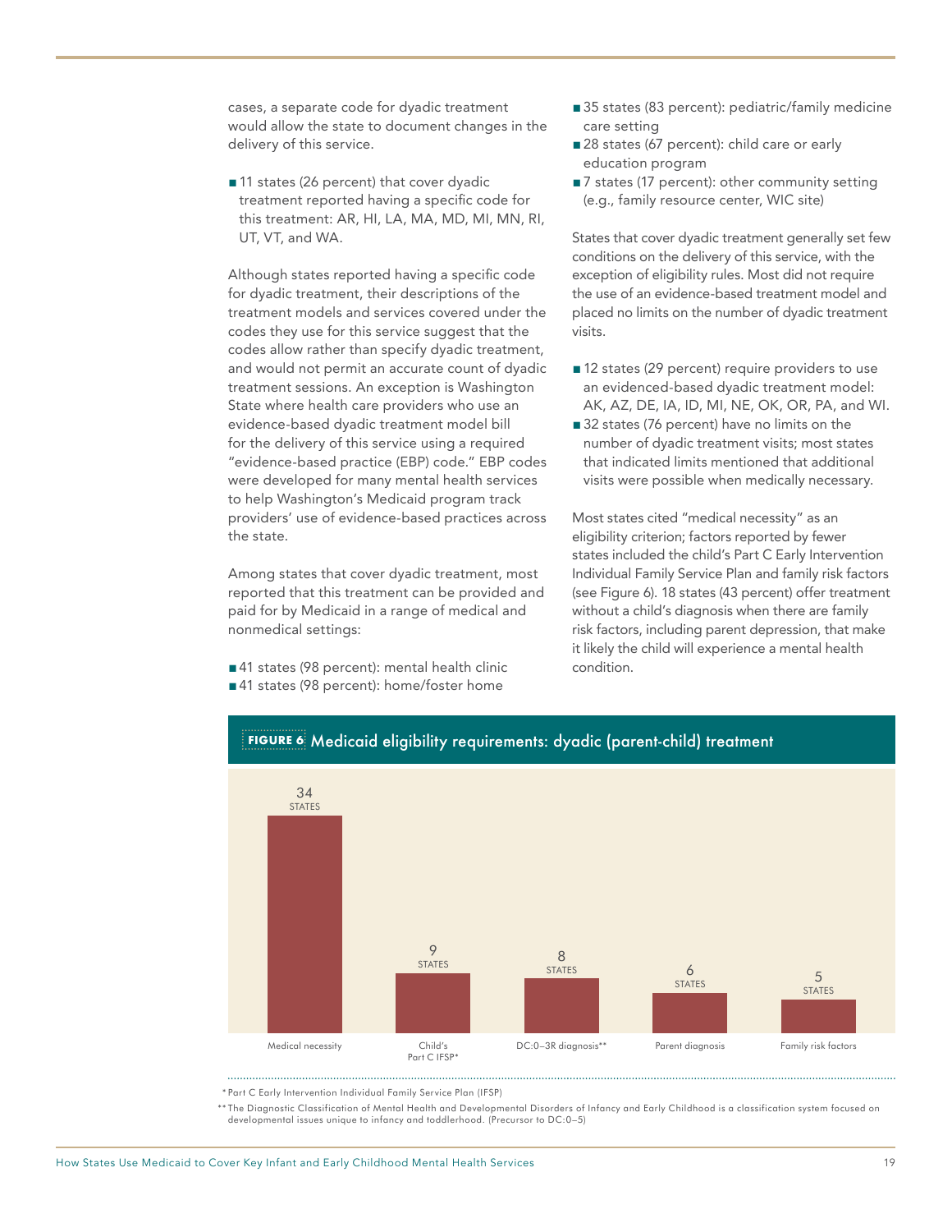cases, a separate code for dyadic treatment would allow the state to document changes in the delivery of this service.

- 11 states (26 percent) that cover dyadic treatment reported having a specific code for this treatment: AR, HI, LA, MA, MD, MI, MN, RI, UT, VT, and WA.

Although states reported having a specific code for dyadic treatment, their descriptions of the treatment models and services covered under the codes they use for this service suggest that the codes allow rather than specify dyadic treatment, and would not permit an accurate count of dyadic treatment sessions. An exception is Washington State where health care providers who use an evidence-based dyadic treatment model bill for the delivery of this service using a required "evidence-based practice (EBP) code." EBP codes were developed for many mental health services to help Washington's Medicaid program track providers' use of evidence-based practices across the state.

Among states that cover dyadic treatment, most reported that this treatment can be provided and paid for by Medicaid in a range of medical and nonmedical settings:

- 41 states (98 percent): mental health clinic
- 41 states (98 percent): home/foster home
- 35 states (83 percent): pediatric/family medicine care setting
- 28 states (67 percent): child care or early education program
- 7 states (17 percent): other community setting (e.g., family resource center, WIC site)

States that cover dyadic treatment generally set few conditions on the delivery of this service, with the exception of eligibility rules. Most did not require the use of an evidence-based treatment model and placed no limits on the number of dyadic treatment visits.

- 12 states (29 percent) require providers to use an evidenced-based dyadic treatment model: AK, AZ, DE, IA, ID, MI, NE, OK, OR, PA, and WI.
- 32 states (76 percent) have no limits on the number of dyadic treatment visits; most states that indicated limits mentioned that additional visits were possible when medically necessary.

Most states cited "medical necessity" as an eligibility criterion; factors reported by fewer states included the child's Part C Early Intervention Individual Family Service Plan and family risk factors (see Figure 6). 18 states (43 percent) offer treatment without a child's diagnosis when there are family risk factors, including parent depression, that make it likely the child will experience a mental health condition.

**FIGURE 6** Medicaid eligibility requirements: dyadic (parent-child) treatment

| Requirement | Number of states |
|---|---|
| Medical necessity | 34 STATES |
| Child's Part C IFSP* | 9 STATES |
| DC:0–3R diagnosis** | 8 STATES |
| Parent diagnosis | 6 STATES |
| Family risk factors | 5 STATES |

\* Part C Early Intervention Individual Family Service Plan (IFSP)

\*\* The Diagnostic Classification of Mental Health and Developmental Disorders of Infancy and Early Childhood is a classification system focused on developmental issues unique to infancy and toddlerhood. (Precursor to DC:0–5)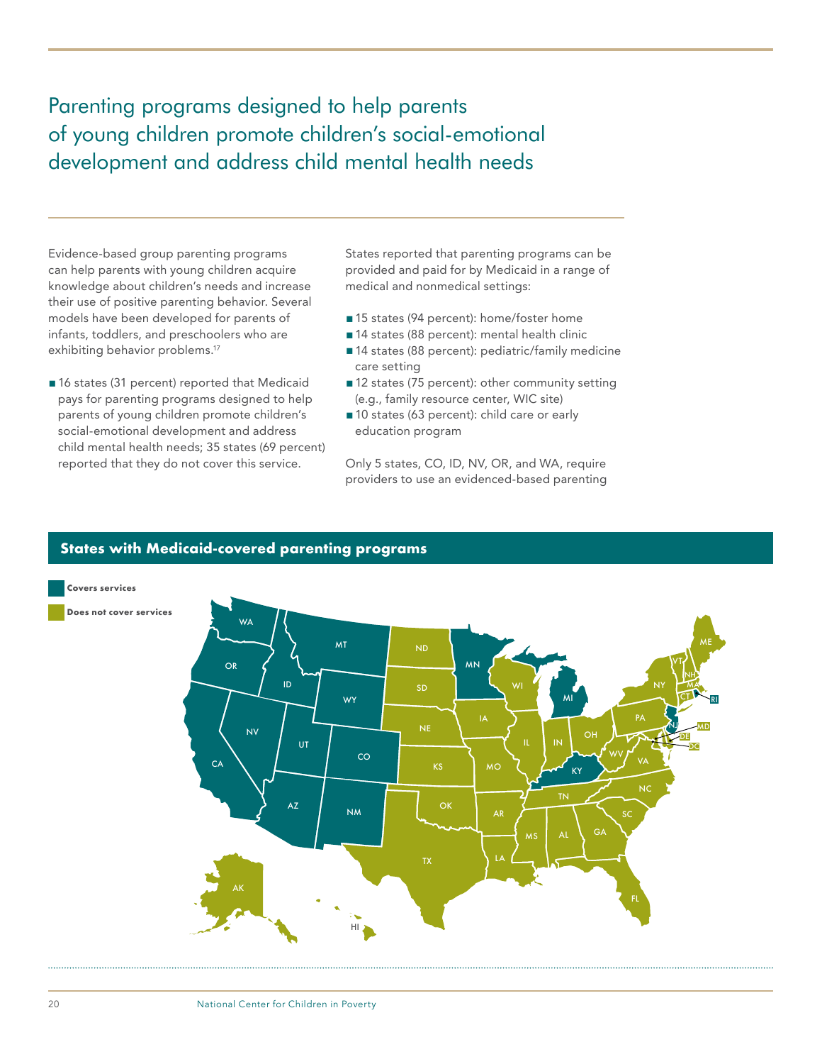# Parenting programs designed to help parents of young children promote children's social-emotional development and address child mental health needs

Evidence-based group parenting programs can help parents with young children acquire knowledge about children's needs and increase their use of positive parenting behavior. Several models have been developed for parents of infants, toddlers, and preschoolers who are exhibiting behavior problems.[17]

- 16 states (31 percent) reported that Medicaid pays for parenting programs designed to help parents of young children promote children's social-emotional development and address child mental health needs; 35 states (69 percent) reported that they do not cover this service.

States reported that parenting programs can be provided and paid for by Medicaid in a range of medical and nonmedical settings:

- 15 states (94 percent): home/foster home
- 14 states (88 percent): mental health clinic
- 14 states (88 percent): pediatric/family medicine care setting
- 12 states (75 percent): other community setting (e.g., family resource center, WIC site)
- 10 states (63 percent): child care or early education program

Only 5 states, CO, ID, NV, OR, and WA, require providers to use an evidenced-based parenting

## States with Medicaid-covered parenting programs

Covers services

Does not cover services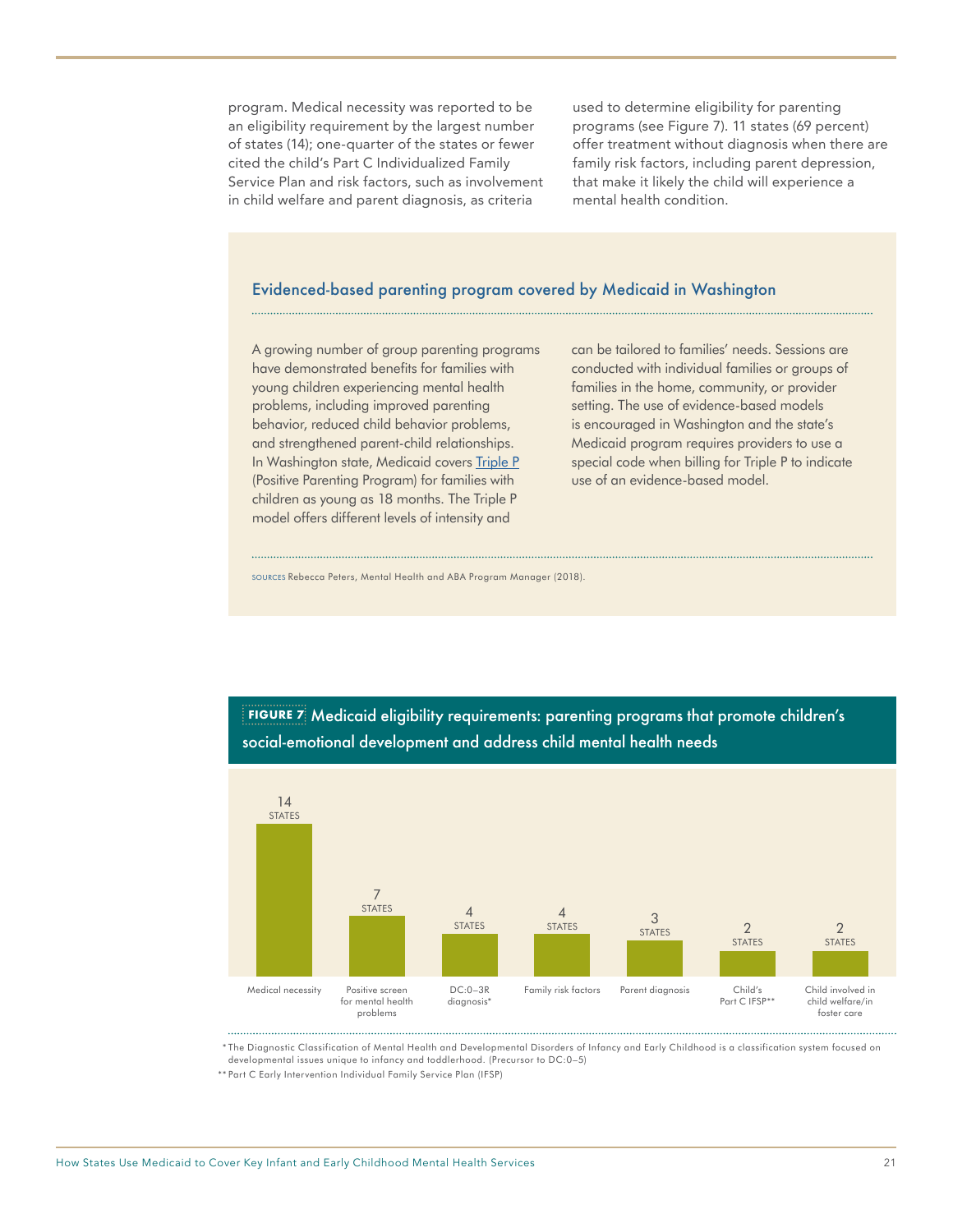program. Medical necessity was reported to be an eligibility requirement by the largest number of states (14); one-quarter of the states or fewer cited the child's Part C Individualized Family Service Plan and risk factors, such as involvement in child welfare and parent diagnosis, as criteria used to determine eligibility for parenting programs (see Figure 7). 11 states (69 percent) offer treatment without diagnosis when there are family risk factors, including parent depression, that make it likely the child will experience a mental health condition.

### Evidenced-based parenting program covered by Medicaid in Washington

A growing number of group parenting programs have demonstrated benefits for families with young children experiencing mental health problems, including improved parenting behavior, reduced child behavior problems, and strengthened parent-child relationships. In Washington state, Medicaid covers Triple P (Positive Parenting Program) for families with children as young as 18 months. The Triple P model offers different levels of intensity and can be tailored to families' needs. Sessions are conducted with individual families or groups of families in the home, community, or provider setting. The use of evidence-based models is encouraged in Washington and the state's Medicaid program requires providers to use a special code when billing for Triple P to indicate use of an evidence-based model.

SOURCES Rebecca Peters, Mental Health and ABA Program Manager (2018).

**FIGURE 7** Medicaid eligibility requirements: parenting programs that promote children's social-emotional development and address child mental health needs

| Eligibility requirement | Number of states |
|---|---|
| Medical necessity | 14 STATES |
| Positive screen for mental health problems | 7 STATES |
| DC:0–3R diagnosis* | 4 STATES |
| Family risk factors | 4 STATES |
| Parent diagnosis | 3 STATES |
| Child's Part C IFSP** | 2 STATES |
| Child involved in child welfare/in foster care | 2 STATES |

\* The Diagnostic Classification of Mental Health and Developmental Disorders of Infancy and Early Childhood is a classification system focused on developmental issues unique to infancy and toddlerhood. (Precursor to DC:0–5)

\*\* Part C Early Intervention Individual Family Service Plan (IFSP)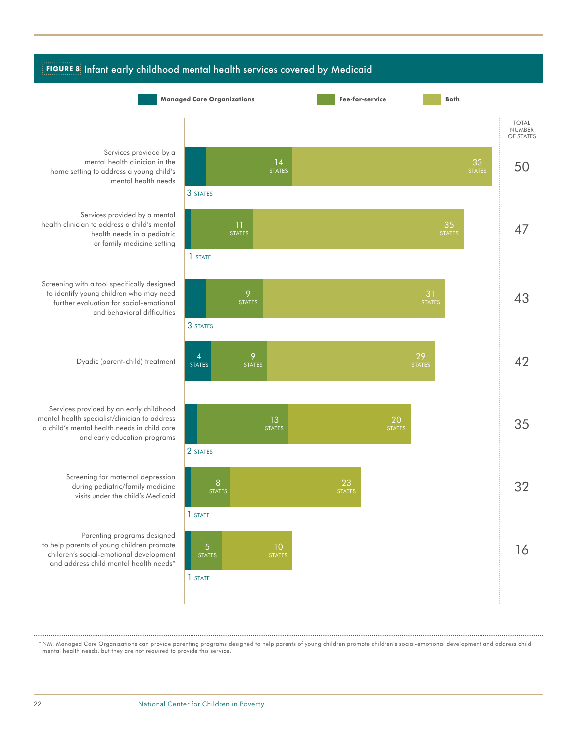**FIGURE 8** Infant early childhood mental health services covered by Medicaid

| Service | Managed Care Organizations | Fee-for-service | Both | Total number of states |
|---|---|---|---|---|
| Services provided by a mental health clinician in the home setting to address a young child's mental health needs | 3 states | 14 states | 33 states | 50 |
| Services provided by a mental health clinician to address a child's mental health needs in a pediatric or family medicine setting | 1 state | 11 states | 35 states | 47 |
| Screening with a tool specifically designed to identify young children who may need further evaluation for social-emotional and behavioral difficulties | 3 states | 9 states | 31 states | 43 |
| Dyadic (parent-child) treatment | 4 states | 9 states | 29 states | 42 |
| Services provided by an early childhood mental health specialist/clinician to address a child's mental health needs in child care and early education programs | 2 states | 13 states | 20 states | 35 |
| Screening for maternal depression during pediatric/family medicine visits under the child's Medicaid | 1 state | 8 states | 23 states | 32 |
| Parenting programs designed to help parents of young children promote children's social-emotional development and address child mental health needs* | 1 state | 5 states | 10 states | 16 |

*NM: Managed Care Organizations can provide parenting programs designed to help parents of young children promote children's social-emotional development and address child mental health needs, but they are not required to provide this service.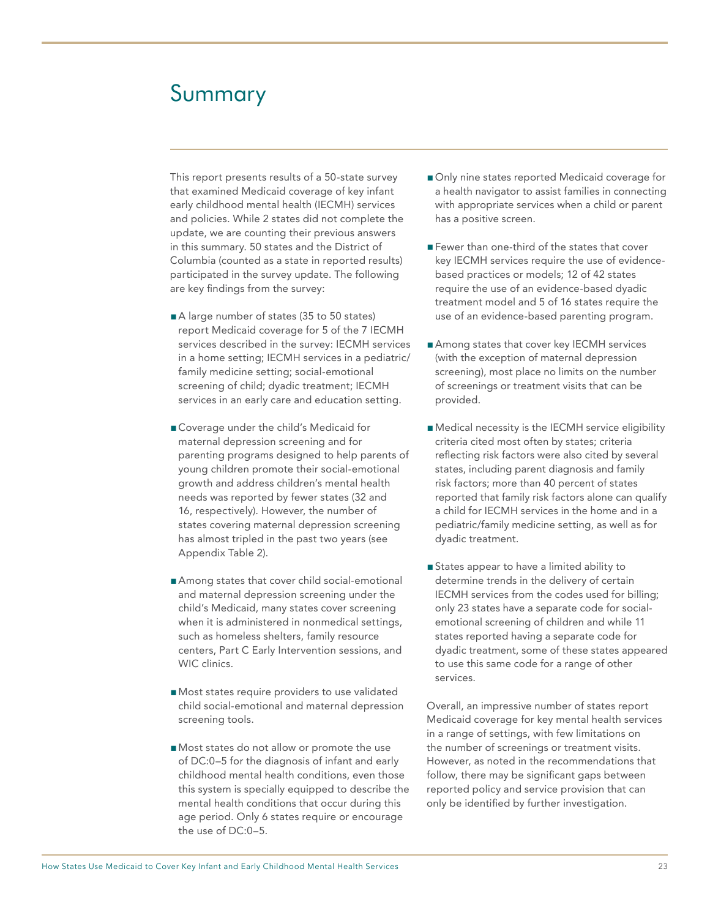# Summary

This report presents results of a 50-state survey that examined Medicaid coverage of key infant early childhood mental health (IECMH) services and policies. While 2 states did not complete the update, we are counting their previous answers in this summary. 50 states and the District of Columbia (counted as a state in reported results) participated in the survey update. The following are key findings from the survey:

- A large number of states (35 to 50 states) report Medicaid coverage for 5 of the 7 IECMH services described in the survey: IECMH services in a home setting; IECMH services in a pediatric/family medicine setting; social-emotional screening of child; dyadic treatment; IECMH services in an early care and education setting.
- Coverage under the child's Medicaid for maternal depression screening and for parenting programs designed to help parents of young children promote their social-emotional growth and address children's mental health needs was reported by fewer states (32 and 16, respectively). However, the number of states covering maternal depression screening has almost tripled in the past two years (see Appendix Table 2).
- Among states that cover child social-emotional and maternal depression screening under the child's Medicaid, many states cover screening when it is administered in nonmedical settings, such as homeless shelters, family resource centers, Part C Early Intervention sessions, and WIC clinics.
- Most states require providers to use validated child social-emotional and maternal depression screening tools.
- Most states do not allow or promote the use of DC:0–5 for the diagnosis of infant and early childhood mental health conditions, even those this system is specially equipped to describe the mental health conditions that occur during this age period. Only 6 states require or encourage the use of DC:0–5.
- Only nine states reported Medicaid coverage for a health navigator to assist families in connecting with appropriate services when a child or parent has a positive screen.
- Fewer than one-third of the states that cover key IECMH services require the use of evidence-based practices or models; 12 of 42 states require the use of an evidence-based dyadic treatment model and 5 of 16 states require the use of an evidence-based parenting program.
- Among states that cover key IECMH services (with the exception of maternal depression screening), most place no limits on the number of screenings or treatment visits that can be provided.
- Medical necessity is the IECMH service eligibility criteria cited most often by states; criteria reflecting risk factors were also cited by several states, including parent diagnosis and family risk factors; more than 40 percent of states reported that family risk factors alone can qualify a child for IECMH services in the home and in a pediatric/family medicine setting, as well as for dyadic treatment.
- States appear to have a limited ability to determine trends in the delivery of certain IECMH services from the codes used for billing; only 23 states have a separate code for social-emotional screening of children and while 11 states reported having a separate code for dyadic treatment, some of these states appeared to use this same code for a range of other services.

Overall, an impressive number of states report Medicaid coverage for key mental health services in a range of settings, with few limitations on the number of screenings or treatment visits. However, as noted in the recommendations that follow, there may be significant gaps between reported policy and service provision that can only be identified by further investigation.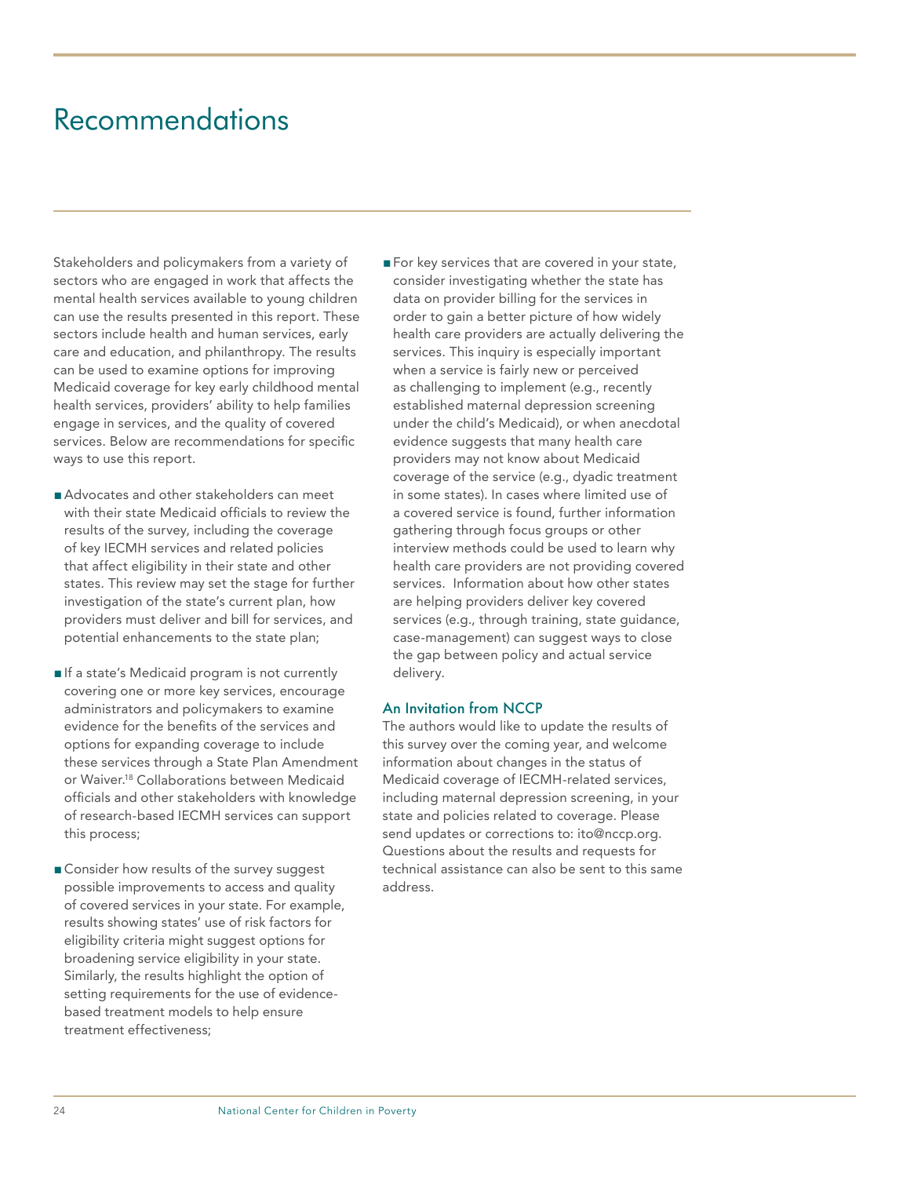# Recommendations

Stakeholders and policymakers from a variety of sectors who are engaged in work that affects the mental health services available to young children can use the results presented in this report. These sectors include health and human services, early care and education, and philanthropy. The results can be used to examine options for improving Medicaid coverage for key early childhood mental health services, providers' ability to help families engage in services, and the quality of covered services. Below are recommendations for specific ways to use this report.

- Advocates and other stakeholders can meet with their state Medicaid officials to review the results of the survey, including the coverage of key IECMH services and related policies that affect eligibility in their state and other states. This review may set the stage for further investigation of the state's current plan, how providers must deliver and bill for services, and potential enhancements to the state plan;

- If a state's Medicaid program is not currently covering one or more key services, encourage administrators and policymakers to examine evidence for the benefits of the services and options for expanding coverage to include these services through a State Plan Amendment or Waiver.[18] Collaborations between Medicaid officials and other stakeholders with knowledge of research-based IECMH services can support this process;

- Consider how results of the survey suggest possible improvements to access and quality of covered services in your state. For example, results showing states' use of risk factors for eligibility criteria might suggest options for broadening service eligibility in your state. Similarly, the results highlight the option of setting requirements for the use of evidence-based treatment models to help ensure treatment effectiveness;

- For key services that are covered in your state, consider investigating whether the state has data on provider billing for the services in order to gain a better picture of how widely health care providers are actually delivering the services. This inquiry is especially important when a service is fairly new or perceived as challenging to implement (e.g., recently established maternal depression screening under the child's Medicaid), or when anecdotal evidence suggests that many health care providers may not know about Medicaid coverage of the service (e.g., dyadic treatment in some states). In cases where limited use of a covered service is found, further information gathering through focus groups or other interview methods could be used to learn why health care providers are not providing covered services. Information about how other states are helping providers deliver key covered services (e.g., through training, state guidance, case-management) can suggest ways to close the gap between policy and actual service delivery.

### An Invitation from NCCP

The authors would like to update the results of this survey over the coming year, and welcome information about changes in the status of Medicaid coverage of IECMH-related services, including maternal depression screening, in your state and policies related to coverage. Please send updates or corrections to: ito@nccp.org. Questions about the results and requests for technical assistance can also be sent to this same address.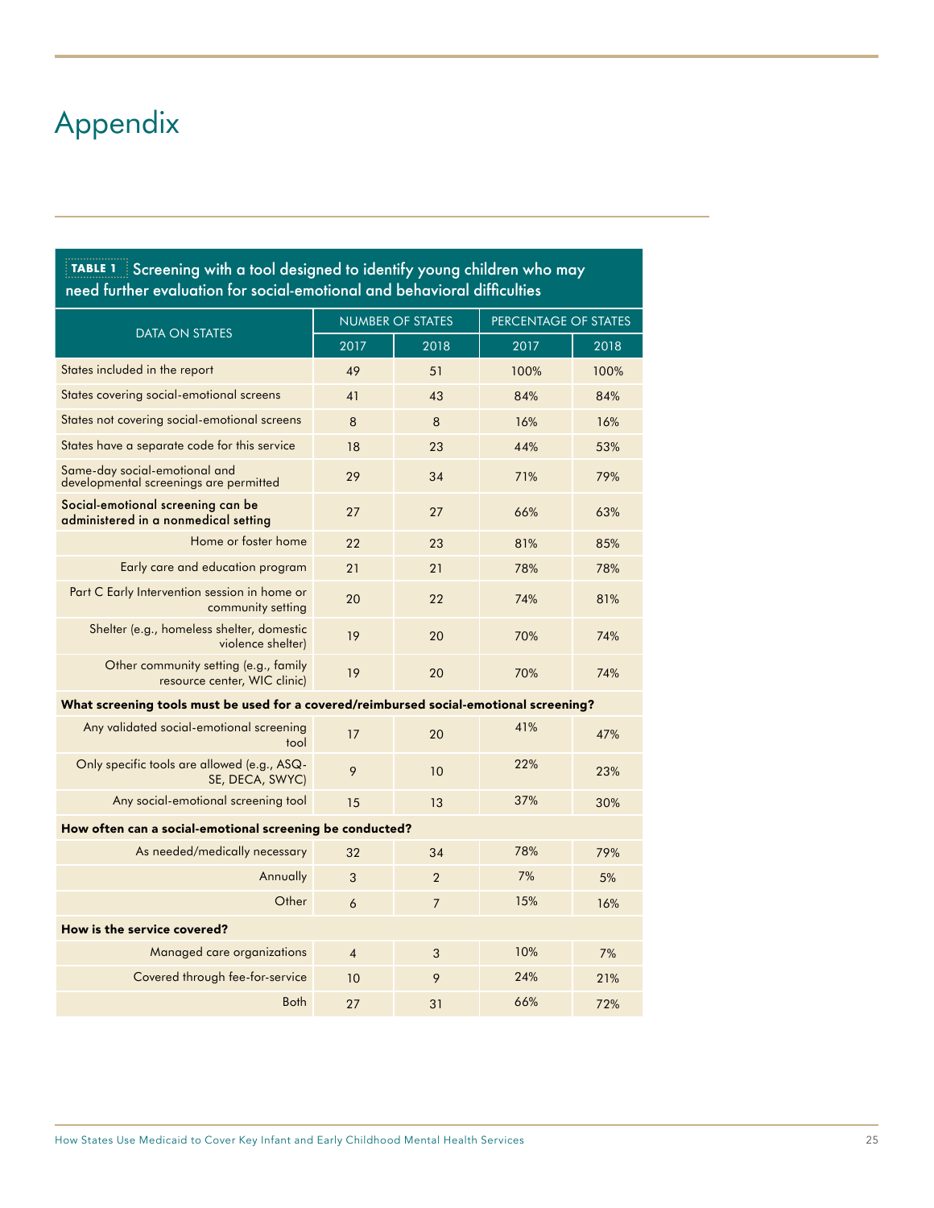# Appendix

**TABLE 1** Screening with a tool designed to identify young children who may need further evaluation for social-emotional and behavioral difficulties

| DATA ON STATES | NUMBER OF STATES | | PERCENTAGE OF STATES | |
|---|---|---|---|---|
| | 2017 | 2018 | 2017 | 2018 |
| States included in the report | 49 | 51 | 100% | 100% |
| States covering social-emotional screens | 41 | 43 | 84% | 84% |
| States not covering social-emotional screens | 8 | 8 | 16% | 16% |
| States have a separate code for this service | 18 | 23 | 44% | 53% |
| Same-day social-emotional and developmental screenings are permitted | 29 | 34 | 71% | 79% |
| **Social-emotional screening can be administered in a nonmedical setting** | 27 | 27 | 66% | 63% |
| Home or foster home | 22 | 23 | 81% | 85% |
| Early care and education program | 21 | 21 | 78% | 78% |
| Part C Early Intervention session in home or community setting | 20 | 22 | 74% | 81% |
| Shelter (e.g., homeless shelter, domestic violence shelter) | 19 | 20 | 70% | 74% |
| Other community setting (e.g., family resource center, WIC clinic) | 19 | 20 | 70% | 74% |
| **What screening tools must be used for a covered/reimbursed social-emotional screening?** | | | | |
| Any validated social-emotional screening tool | 17 | 20 | 41% | 47% |
| Only specific tools are allowed (e.g., ASQ-SE, DECA, SWYC) | 9 | 10 | 22% | 23% |
| Any social-emotional screening tool | 15 | 13 | 37% | 30% |
| **How often can a social-emotional screening be conducted?** | | | | |
| As needed/medically necessary | 32 | 34 | 78% | 79% |
| Annually | 3 | 2 | 7% | 5% |
| Other | 6 | 7 | 15% | 16% |
| **How is the service covered?** | | | | |
| Managed care organizations | 4 | 3 | 10% | 7% |
| Covered through fee-for-service | 10 | 9 | 24% | 21% |
| Both | 27 | 31 | 66% | 72% |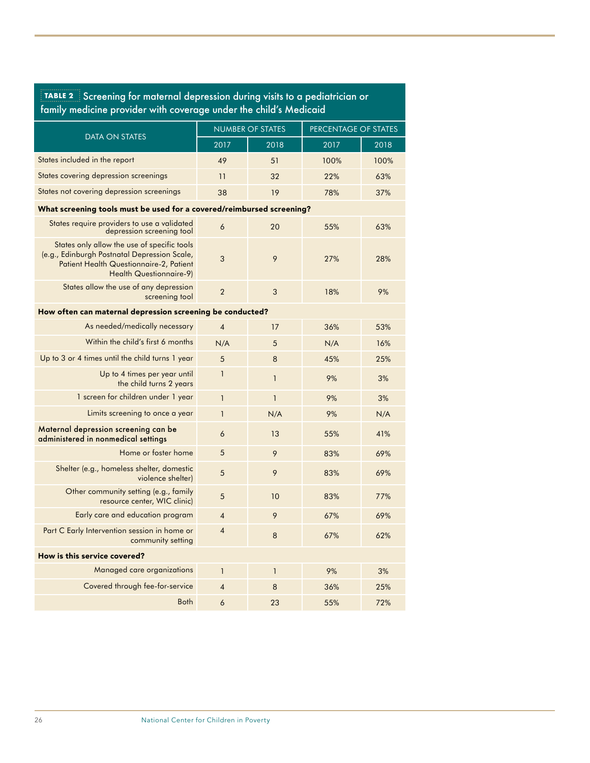**TABLE 2** Screening for maternal depression during visits to a pediatrician or family medicine provider with coverage under the child's Medicaid

| DATA ON STATES | NUMBER OF STATES | | PERCENTAGE OF STATES | |
|---|---|---|---|---|
| | 2017 | 2018 | 2017 | 2018 |
| States included in the report | 49 | 51 | 100% | 100% |
| States covering depression screenings | 11 | 32 | 22% | 63% |
| States not covering depression screenings | 38 | 19 | 78% | 37% |
| **What screening tools must be used for a covered/reimbursed screening?** | | | | |
| States require providers to use a validated depression screening tool | 6 | 20 | 55% | 63% |
| States only allow the use of specific tools (e.g., Edinburgh Postnatal Depression Scale, Patient Health Questionnaire-2, Patient Health Questionnaire-9) | 3 | 9 | 27% | 28% |
| States allow the use of any depression screening tool | 2 | 3 | 18% | 9% |
| **How often can maternal depression screening be conducted?** | | | | |
| As needed/medically necessary | 4 | 17 | 36% | 53% |
| Within the child's first 6 months | N/A | 5 | N/A | 16% |
| Up to 3 or 4 times until the child turns 1 year | 5 | 8 | 45% | 25% |
| Up to 4 times per year until the child turns 2 years | 1 | 1 | 9% | 3% |
| 1 screen for children under 1 year | 1 | 1 | 9% | 3% |
| Limits screening to once a year | 1 | N/A | 9% | N/A |
| **Maternal depression screening can be administered in nonmedical settings** | 6 | 13 | 55% | 41% |
| Home or foster home | 5 | 9 | 83% | 69% |
| Shelter (e.g., homeless shelter, domestic violence shelter) | 5 | 9 | 83% | 69% |
| Other community setting (e.g., family resource center, WIC clinic) | 5 | 10 | 83% | 77% |
| Early care and education program | 4 | 9 | 67% | 69% |
| Part C Early Intervention session in home or community setting | 4 | 8 | 67% | 62% |
| **How is this service covered?** | | | | |
| Managed care organizations | 1 | 1 | 9% | 3% |
| Covered through fee-for-service | 4 | 8 | 36% | 25% |
| Both | 6 | 23 | 55% | 72% |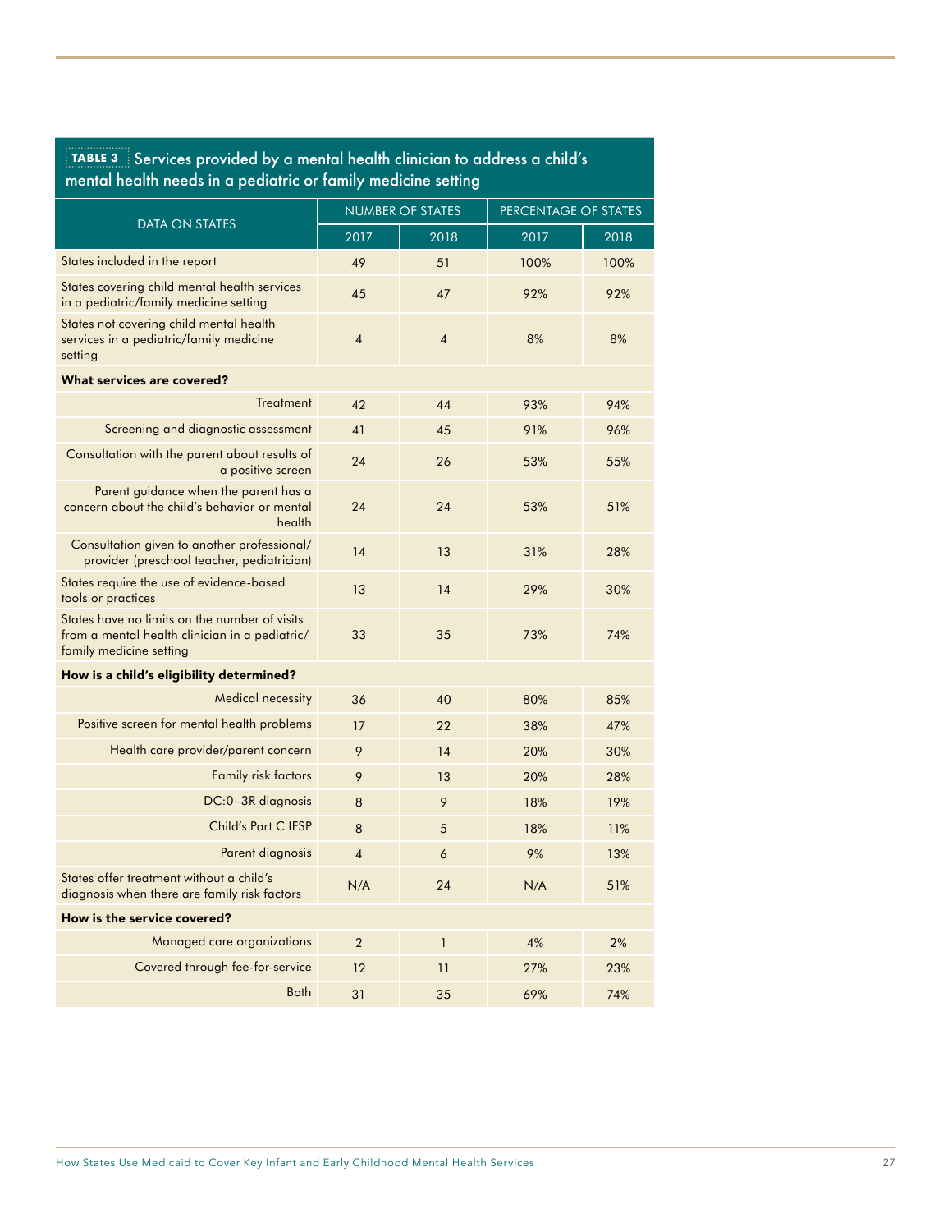**TABLE 3** Services provided by a mental health clinician to address a child's mental health needs in a pediatric or family medicine setting

| DATA ON STATES | NUMBER OF STATES | | PERCENTAGE OF STATES | |
|---|---|---|---|---|
| | 2017 | 2018 | 2017 | 2018 |
| States included in the report | 49 | 51 | 100% | 100% |
| States covering child mental health services in a pediatric/family medicine setting | 45 | 47 | 92% | 92% |
| States not covering child mental health services in a pediatric/family medicine setting | 4 | 4 | 8% | 8% |
| **What services are covered?** | | | | |
| Treatment | 42 | 44 | 93% | 94% |
| Screening and diagnostic assessment | 41 | 45 | 91% | 96% |
| Consultation with the parent about results of a positive screen | 24 | 26 | 53% | 55% |
| Parent guidance when the parent has a concern about the child's behavior or mental health | 24 | 24 | 53% | 51% |
| Consultation given to another professional/ provider (preschool teacher, pediatrician) | 14 | 13 | 31% | 28% |
| States require the use of evidence-based tools or practices | 13 | 14 | 29% | 30% |
| States have no limits on the number of visits from a mental health clinician in a pediatric/ family medicine setting | 33 | 35 | 73% | 74% |
| **How is a child's eligibility determined?** | | | | |
| Medical necessity | 36 | 40 | 80% | 85% |
| Positive screen for mental health problems | 17 | 22 | 38% | 47% |
| Health care provider/parent concern | 9 | 14 | 20% | 30% |
| Family risk factors | 9 | 13 | 20% | 28% |
| DC:0–3R diagnosis | 8 | 9 | 18% | 19% |
| Child's Part C IFSP | 8 | 5 | 18% | 11% |
| Parent diagnosis | 4 | 6 | 9% | 13% |
| States offer treatment without a child's diagnosis when there are family risk factors | N/A | 24 | N/A | 51% |
| **How is the service covered?** | | | | |
| Managed care organizations | 2 | 1 | 4% | 2% |
| Covered through fee-for-service | 12 | 11 | 27% | 23% |
| Both | 31 | 35 | 69% | 74% |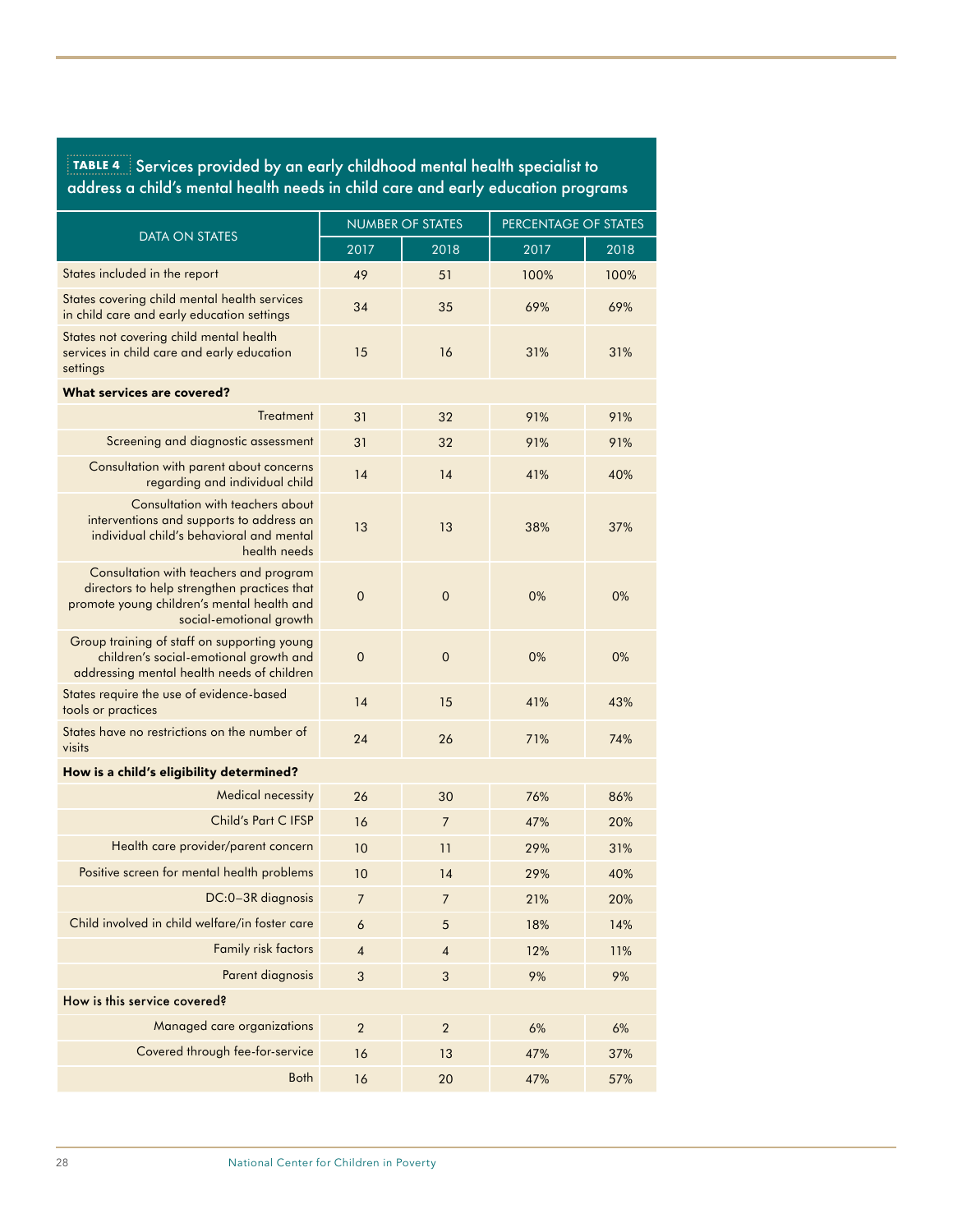**TABLE 4** Services provided by an early childhood mental health specialist to address a child's mental health needs in child care and early education programs

| DATA ON STATES | NUMBER OF STATES | | PERCENTAGE OF STATES | |
|---|---|---|---|---|
| | 2017 | 2018 | 2017 | 2018 |
| States included in the report | 49 | 51 | 100% | 100% |
| States covering child mental health services in child care and early education settings | 34 | 35 | 69% | 69% |
| States not covering child mental health services in child care and early education settings | 15 | 16 | 31% | 31% |
| **What services are covered?** | | | | |
| Treatment | 31 | 32 | 91% | 91% |
| Screening and diagnostic assessment | 31 | 32 | 91% | 91% |
| Consultation with parent about concerns regarding and individual child | 14 | 14 | 41% | 40% |
| Consultation with teachers about interventions and supports to address an individual child's behavioral and mental health needs | 13 | 13 | 38% | 37% |
| Consultation with teachers and program directors to help strengthen practices that promote young children's mental health and social-emotional growth | 0 | 0 | 0% | 0% |
| Group training of staff on supporting young children's social-emotional growth and addressing mental health needs of children | 0 | 0 | 0% | 0% |
| States require the use of evidence-based tools or practices | 14 | 15 | 41% | 43% |
| States have no restrictions on the number of visits | 24 | 26 | 71% | 74% |
| **How is a child's eligibility determined?** | | | | |
| Medical necessity | 26 | 30 | 76% | 86% |
| Child's Part C IFSP | 16 | 7 | 47% | 20% |
| Health care provider/parent concern | 10 | 11 | 29% | 31% |
| Positive screen for mental health problems | 10 | 14 | 29% | 40% |
| DC:0–3R diagnosis | 7 | 7 | 21% | 20% |
| Child involved in child welfare/in foster care | 6 | 5 | 18% | 14% |
| Family risk factors | 4 | 4 | 12% | 11% |
| Parent diagnosis | 3 | 3 | 9% | 9% |
| How is this service covered? | | | | |
| Managed care organizations | 2 | 2 | 6% | 6% |
| Covered through fee-for-service | 16 | 13 | 47% | 37% |
| Both | 16 | 20 | 47% | 57% |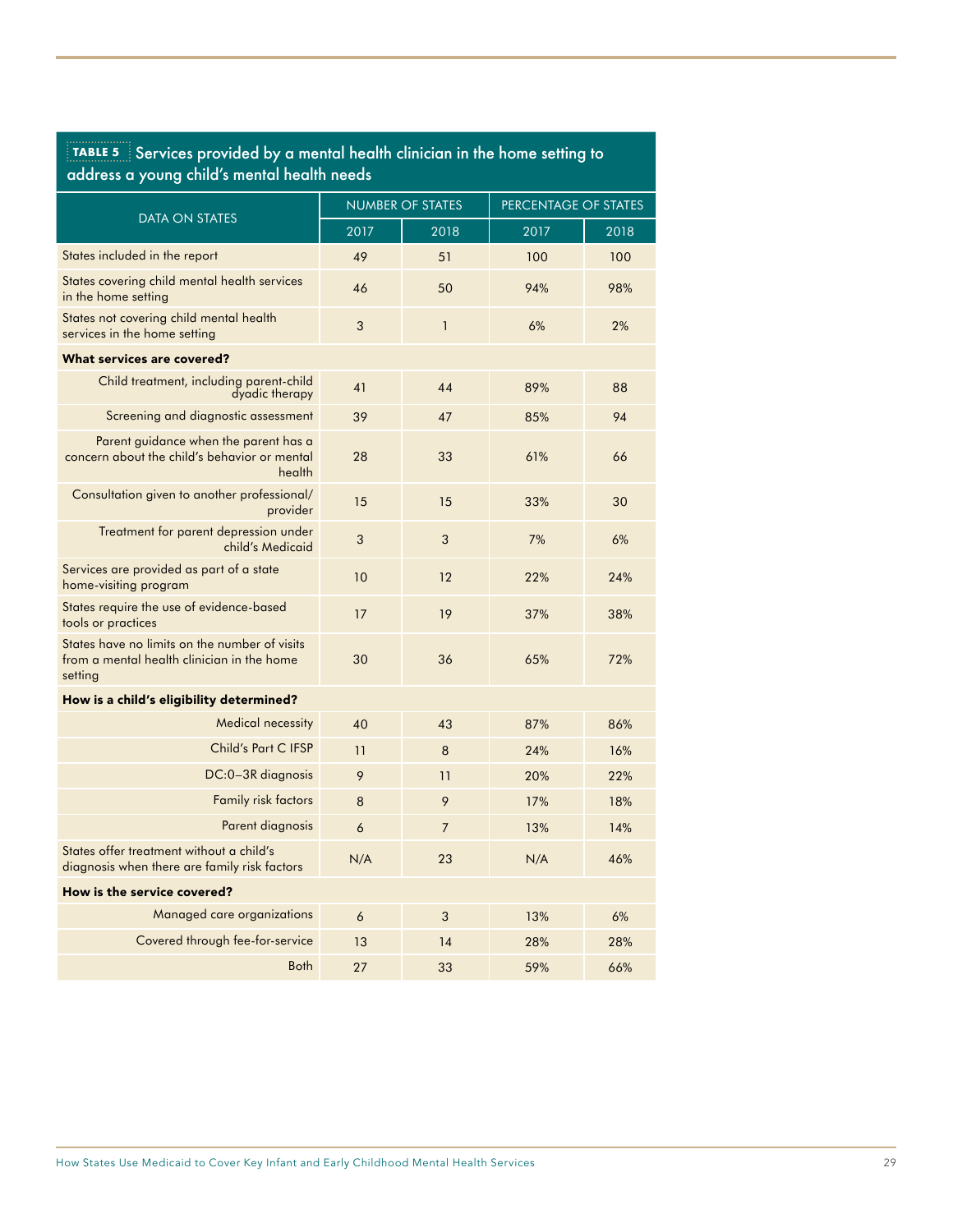**TABLE 5** Services provided by a mental health clinician in the home setting to address a young child's mental health needs

| DATA ON STATES | NUMBER OF STATES | | PERCENTAGE OF STATES | |
|---|---|---|---|---|
| | 2017 | 2018 | 2017 | 2018 |
| States included in the report | 49 | 51 | 100 | 100 |
| States covering child mental health services in the home setting | 46 | 50 | 94% | 98% |
| States not covering child mental health services in the home setting | 3 | 1 | 6% | 2% |
| **What services are covered?** | | | | |
| Child treatment, including parent-child dyadic therapy | 41 | 44 | 89% | 88 |
| Screening and diagnostic assessment | 39 | 47 | 85% | 94 |
| Parent guidance when the parent has a concern about the child's behavior or mental health | 28 | 33 | 61% | 66 |
| Consultation given to another professional/provider | 15 | 15 | 33% | 30 |
| Treatment for parent depression under child's Medicaid | 3 | 3 | 7% | 6% |
| Services are provided as part of a state home-visiting program | 10 | 12 | 22% | 24% |
| States require the use of evidence-based tools or practices | 17 | 19 | 37% | 38% |
| States have no limits on the number of visits from a mental health clinician in the home setting | 30 | 36 | 65% | 72% |
| **How is a child's eligibility determined?** | | | | |
| Medical necessity | 40 | 43 | 87% | 86% |
| Child's Part C IFSP | 11 | 8 | 24% | 16% |
| DC:0–3R diagnosis | 9 | 11 | 20% | 22% |
| Family risk factors | 8 | 9 | 17% | 18% |
| Parent diagnosis | 6 | 7 | 13% | 14% |
| States offer treatment without a child's diagnosis when there are family risk factors | N/A | 23 | N/A | 46% |
| **How is the service covered?** | | | | |
| Managed care organizations | 6 | 3 | 13% | 6% |
| Covered through fee-for-service | 13 | 14 | 28% | 28% |
| Both | 27 | 33 | 59% | 66% |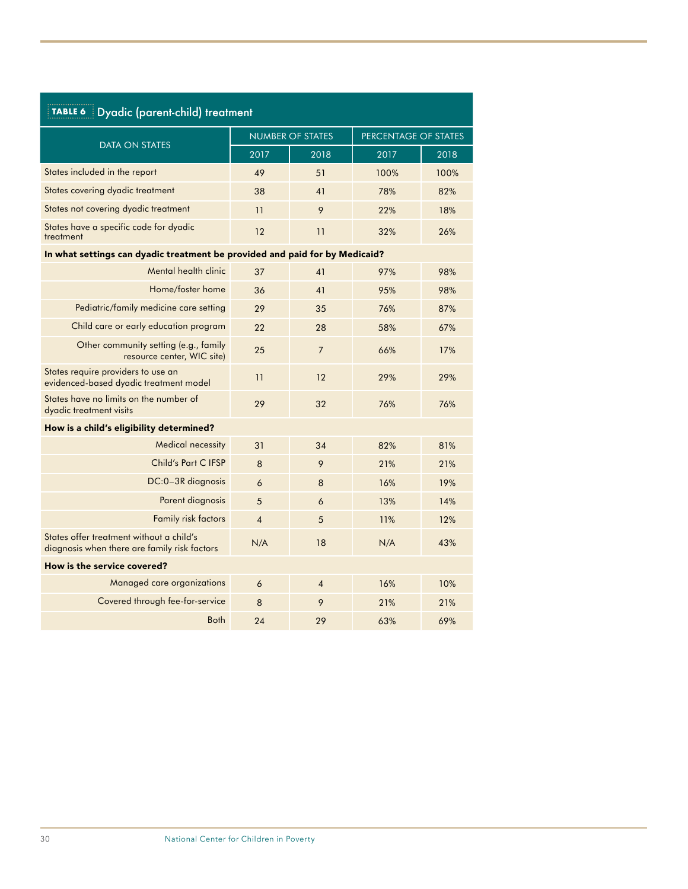**TABLE 6** Dyadic (parent-child) treatment

| DATA ON STATES | NUMBER OF STATES | | PERCENTAGE OF STATES | |
|---|---|---|---|---|
| | 2017 | 2018 | 2017 | 2018 |
| States included in the report | 49 | 51 | 100% | 100% |
| States covering dyadic treatment | 38 | 41 | 78% | 82% |
| States not covering dyadic treatment | 11 | 9 | 22% | 18% |
| States have a specific code for dyadic treatment | 12 | 11 | 32% | 26% |
| **In what settings can dyadic treatment be provided and paid for by Medicaid?** | | | | |
| Mental health clinic | 37 | 41 | 97% | 98% |
| Home/foster home | 36 | 41 | 95% | 98% |
| Pediatric/family medicine care setting | 29 | 35 | 76% | 87% |
| Child care or early education program | 22 | 28 | 58% | 67% |
| Other community setting (e.g., family resource center, WIC site) | 25 | 7 | 66% | 17% |
| States require providers to use an evidenced-based dyadic treatment model | 11 | 12 | 29% | 29% |
| States have no limits on the number of dyadic treatment visits | 29 | 32 | 76% | 76% |
| **How is a child's eligibility determined?** | | | | |
| Medical necessity | 31 | 34 | 82% | 81% |
| Child's Part C IFSP | 8 | 9 | 21% | 21% |
| DC:0–3R diagnosis | 6 | 8 | 16% | 19% |
| Parent diagnosis | 5 | 6 | 13% | 14% |
| Family risk factors | 4 | 5 | 11% | 12% |
| States offer treatment without a child's diagnosis when there are family risk factors | N/A | 18 | N/A | 43% |
| **How is the service covered?** | | | | |
| Managed care organizations | 6 | 4 | 16% | 10% |
| Covered through fee-for-service | 8 | 9 | 21% | 21% |
| Both | 24 | 29 | 63% | 69% |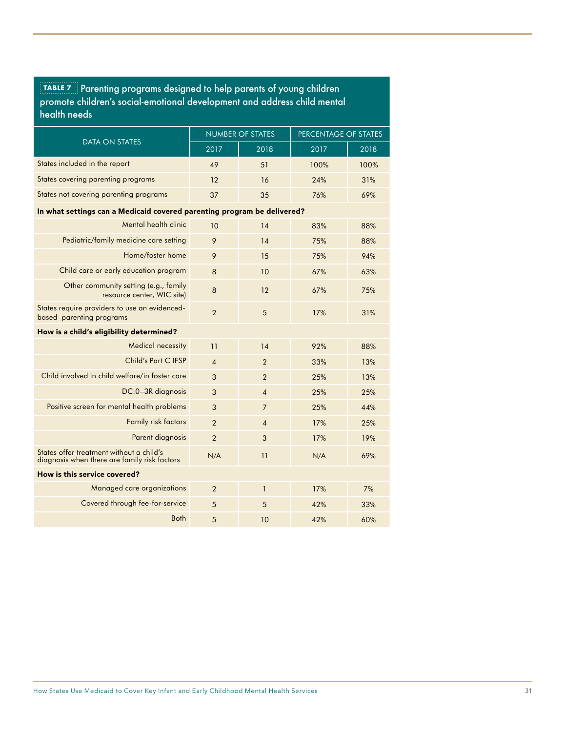**TABLE 7** Parenting programs designed to help parents of young children promote children's social-emotional development and address child mental health needs

| DATA ON STATES | NUMBER OF STATES | | PERCENTAGE OF STATES | |
|---|---|---|---|---|
| | 2017 | 2018 | 2017 | 2018 |
| States included in the report | 49 | 51 | 100% | 100% |
| States covering parenting programs | 12 | 16 | 24% | 31% |
| States not covering parenting programs | 37 | 35 | 76% | 69% |
| **In what settings can a Medicaid covered parenting program be delivered?** | | | | |
| Mental health clinic | 10 | 14 | 83% | 88% |
| Pediatric/family medicine care setting | 9 | 14 | 75% | 88% |
| Home/foster home | 9 | 15 | 75% | 94% |
| Child care or early education program | 8 | 10 | 67% | 63% |
| Other community setting (e.g., family resource center, WIC site) | 8 | 12 | 67% | 75% |
| States require providers to use an evidenced-based parenting programs | 2 | 5 | 17% | 31% |
| **How is a child's eligibility determined?** | | | | |
| Medical necessity | 11 | 14 | 92% | 88% |
| Child's Part C IFSP | 4 | 2 | 33% | 13% |
| Child involved in child welfare/in foster care | 3 | 2 | 25% | 13% |
| DC:0–3R diagnosis | 3 | 4 | 25% | 25% |
| Positive screen for mental health problems | 3 | 7 | 25% | 44% |
| Family risk factors | 2 | 4 | 17% | 25% |
| Parent diagnosis | 2 | 3 | 17% | 19% |
| States offer treatment without a child's diagnosis when there are family risk factors | N/A | 11 | N/A | 69% |
| **How is this service covered?** | | | | |
| Managed care organizations | 2 | 1 | 17% | 7% |
| Covered through fee-for-service | 5 | 5 | 42% | 33% |
| Both | 5 | 10 | 42% | 60% |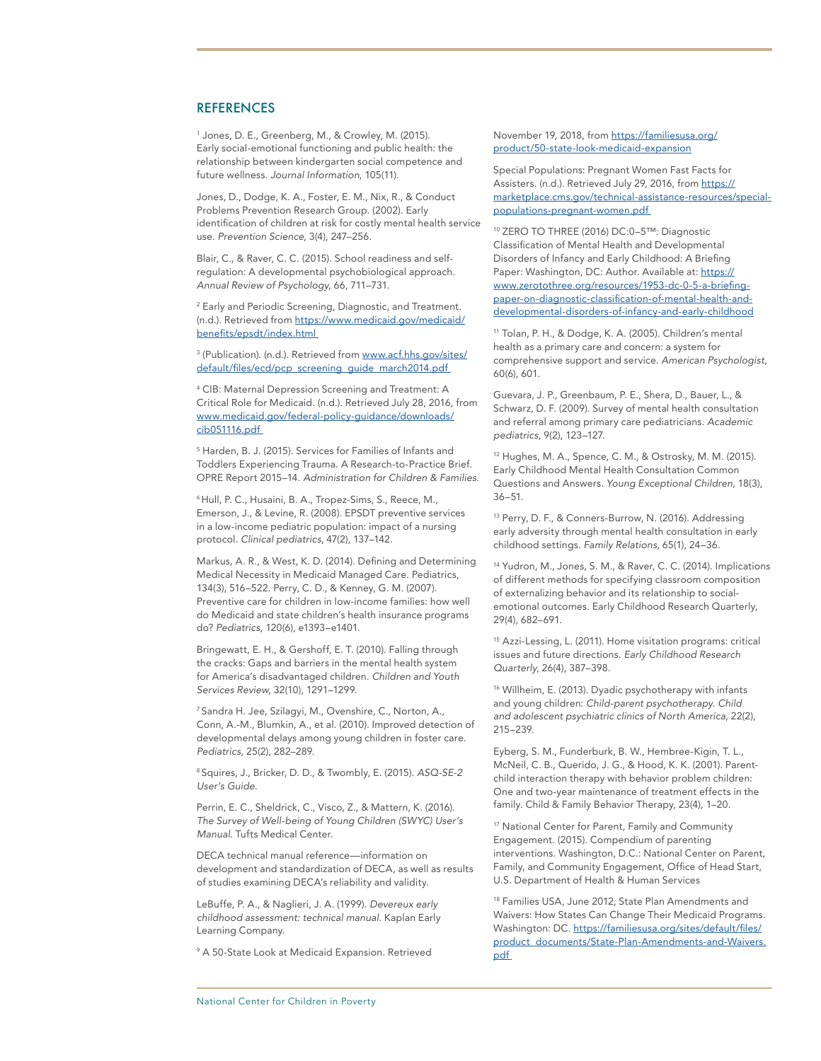## REFERENCES

[1] Jones, D. E., Greenberg, M., & Crowley, M. (2015). Early social-emotional functioning and public health: the relationship between kindergarten social competence and future wellness. *Journal Information*, 105(11).

Jones, D., Dodge, K. A., Foster, E. M., Nix, R., & Conduct Problems Prevention Research Group. (2002). Early identification of children at risk for costly mental health service use. *Prevention Science*, 3(4), 247–256.

Blair, C., & Raver, C. C. (2015). School readiness and self-regulation: A developmental psychobiological approach. *Annual Review of Psychology*, 66, 711–731.

[2] Early and Periodic Screening, Diagnostic, and Treatment. (n.d.). Retrieved from https://www.medicaid.gov/medicaid/benefits/epsdt/index.html

[3] (Publication). (n.d.). Retrieved from www.acf.hhs.gov/sites/default/files/ecd/pcp_screening_guide_march2014.pdf

[4] CIB: Maternal Depression Screening and Treatment: A Critical Role for Medicaid. (n.d.). Retrieved July 28, 2016, from www.medicaid.gov/federal-policy-guidance/downloads/cib051116.pdf

[5] Harden, B. J. (2015). Services for Families of Infants and Toddlers Experiencing Trauma. A Research-to-Practice Brief. OPRE Report 2015–14. *Administration for Children & Families*.

[6] Hull, P. C., Husaini, B. A., Tropez-Sims, S., Reece, M., Emerson, J., & Levine, R. (2008). EPSDT preventive services in a low-income pediatric population: impact of a nursing protocol. *Clinical pediatrics*, 47(2), 137–142.

Markus, A. R., & West, K. D. (2014). Defining and Determining Medical Necessity in Medicaid Managed Care. Pediatrics, 134(3), 516–522. Perry, C. D., & Kenney, G. M. (2007). Preventive care for children in low-income families: how well do Medicaid and state children's health insurance programs do? *Pediatrics*, 120(6), e1393–e1401.

Bringewatt, E. H., & Gershoff, E. T. (2010). Falling through the cracks: Gaps and barriers in the mental health system for America's disadvantaged children. *Children and Youth Services Review*, 32(10), 1291–1299.

[7] Sandra H. Jee, Szilagyi, M., Ovenshire, C., Norton, A., Conn, A.-M., Blumkin, A., et al. (2010). Improved detection of developmental delays among young children in foster care. *Pediatrics*, 25(2), 282–289.

[8] Squires, J., Bricker, D. D., & Twombly, E. (2015). *ASQ-SE-2 User's Guide*.

Perrin, E. C., Sheldrick, C., Visco, Z., & Mattern, K. (2016). *The Survey of Well-being of Young Children (SWYC) User's Manual*. Tufts Medical Center.

DECA technical manual reference—information on development and standardization of DECA, as well as results of studies examining DECA's reliability and validity.

LeBuffe, P. A., & Naglieri, J. A. (1999). *Devereux early childhood assessment: technical manual*. Kaplan Early Learning Company.

[9] A 50-State Look at Medicaid Expansion. Retrieved November 19, 2018, from https://familiesusa.org/product/50-state-look-medicaid-expansion

Special Populations: Pregnant Women Fast Facts for Assisters. (n.d.). Retrieved July 29, 2016, from https://marketplace.cms.gov/technical-assistance-resources/special-populations-pregnant-women.pdf

[10] ZERO TO THREE (2016) DC:0–5™: Diagnostic Classification of Mental Health and Developmental Disorders of Infancy and Early Childhood: A Briefing Paper: Washington, DC: Author. Available at: https://www.zerotothree.org/resources/1953-dc-0-5-a-briefing-paper-on-diagnostic-classification-of-mental-health-and-developmental-disorders-of-infancy-and-early-childhood

[11] Tolan, P. H., & Dodge, K. A. (2005). Children's mental health as a primary care and concern: a system for comprehensive support and service. *American Psychologist*, 60(6), 601.

Guevara, J. P., Greenbaum, P. E., Shera, D., Bauer, L., & Schwarz, D. F. (2009). Survey of mental health consultation and referral among primary care pediatricians. *Academic pediatrics*, 9(2), 123–127.

[12] Hughes, M. A., Spence, C. M., & Ostrosky, M. M. (2015). Early Childhood Mental Health Consultation Common Questions and Answers. *Young Exceptional Children*, 18(3), 36–51.

[13] Perry, D. F., & Conners-Burrow, N. (2016). Addressing early adversity through mental health consultation in early childhood settings. *Family Relations*, 65(1), 24–36.

[14] Yudron, M., Jones, S. M., & Raver, C. C. (2014). Implications of different methods for specifying classroom composition of externalizing behavior and its relationship to social-emotional outcomes. Early Childhood Research Quarterly, 29(4), 682–691.

[15] Azzi-Lessing, L. (2011). Home visitation programs: critical issues and future directions. *Early Childhood Research Quarterly*, 26(4), 387–398.

[16] Willheim, E. (2013). Dyadic psychotherapy with infants and young children: *Child-parent psychotherapy. Child and adolescent psychiatric clinics of North America*, 22(2), 215–239.

Eyberg, S. M., Funderburk, B. W., Hembree-Kigin, T. L., McNeil, C. B., Querido, J. G., & Hood, K. K. (2001). Parent-child interaction therapy with behavior problem children: One and two-year maintenance of treatment effects in the family. Child & Family Behavior Therapy, 23(4), 1–20.

[17] National Center for Parent, Family and Community Engagement. (2015). Compendium of parenting interventions. Washington, D.C.: National Center on Parent, Family, and Community Engagement, Office of Head Start, U.S. Department of Health & Human Services

[18] Families USA, June 2012, State Plan Amendments and Waivers: How States Can Change Their Medicaid Programs. Washington: DC. https://familiesusa.org/sites/default/files/product_documents/State-Plan-Amendments-and-Waivers.pdf